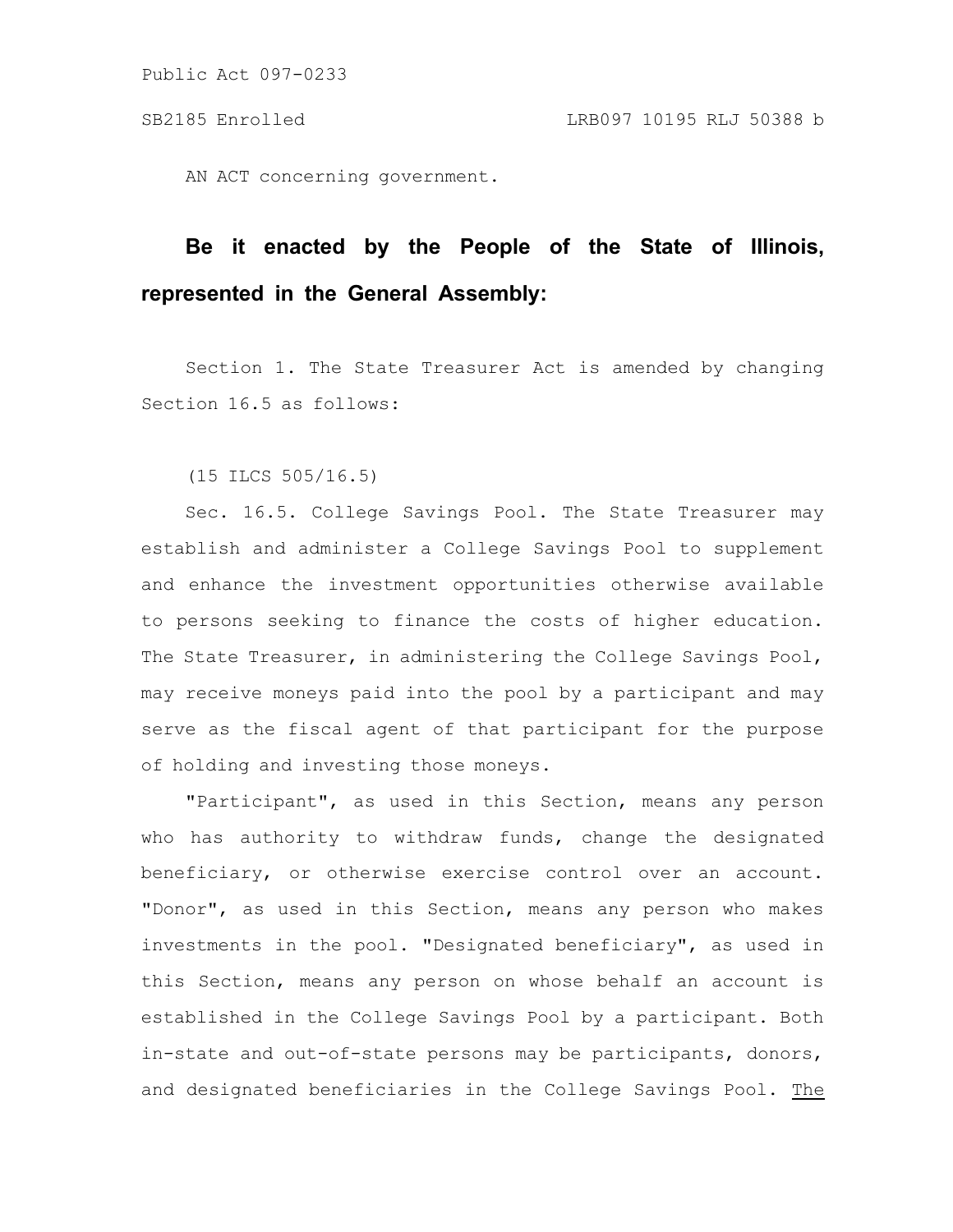AN ACT concerning government.

**Be it enacted by the People of the State of Illinois, represented in the General Assembly:**

Section 1. The State Treasurer Act is amended by changing Section 16.5 as follows:

(15 ILCS 505/16.5)

Sec. 16.5. College Savings Pool. The State Treasurer may establish and administer a College Savings Pool to supplement and enhance the investment opportunities otherwise available to persons seeking to finance the costs of higher education. The State Treasurer, in administering the College Savings Pool, may receive moneys paid into the pool by a participant and may serve as the fiscal agent of that participant for the purpose of holding and investing those moneys.

"Participant", as used in this Section, means any person who has authority to withdraw funds, change the designated beneficiary, or otherwise exercise control over an account. "Donor", as used in this Section, means any person who makes investments in the pool. "Designated beneficiary", as used in this Section, means any person on whose behalf an account is established in the College Savings Pool by a participant. Both in-state and out-of-state persons may be participants, donors, and designated beneficiaries in the College Savings Pool. The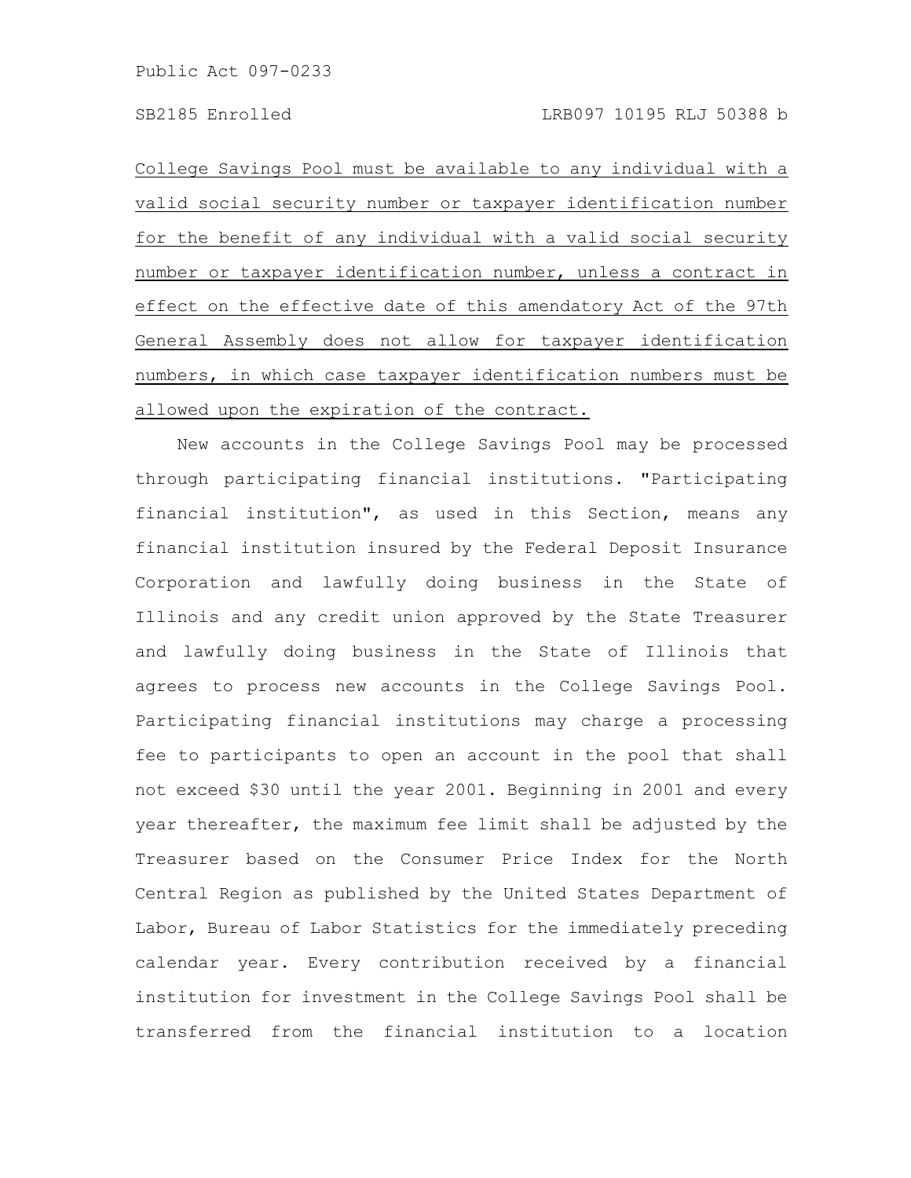College Savings Pool must be available to any individual with a valid social security number or taxpayer identification number for the benefit of any individual with a valid social security number or taxpayer identification number, unless a contract in effect on the effective date of this amendatory Act of the 97th General Assembly does not allow for taxpayer identification numbers, in which case taxpayer identification numbers must be allowed upon the expiration of the contract.

New accounts in the College Savings Pool may be processed through participating financial institutions. "Participating financial institution", as used in this Section, means any financial institution insured by the Federal Deposit Insurance Corporation and lawfully doing business in the State of Illinois and any credit union approved by the State Treasurer and lawfully doing business in the State of Illinois that agrees to process new accounts in the College Savings Pool. Participating financial institutions may charge a processing fee to participants to open an account in the pool that shall not exceed $30 until the year 2001. Beginning in 2001 and every year thereafter, the maximum fee limit shall be adjusted by the Treasurer based on the Consumer Price Index for the North Central Region as published by the United States Department of Labor, Bureau of Labor Statistics for the immediately preceding calendar year. Every contribution received by a financial institution for investment in the College Savings Pool shall be transferred from the financial institution to a location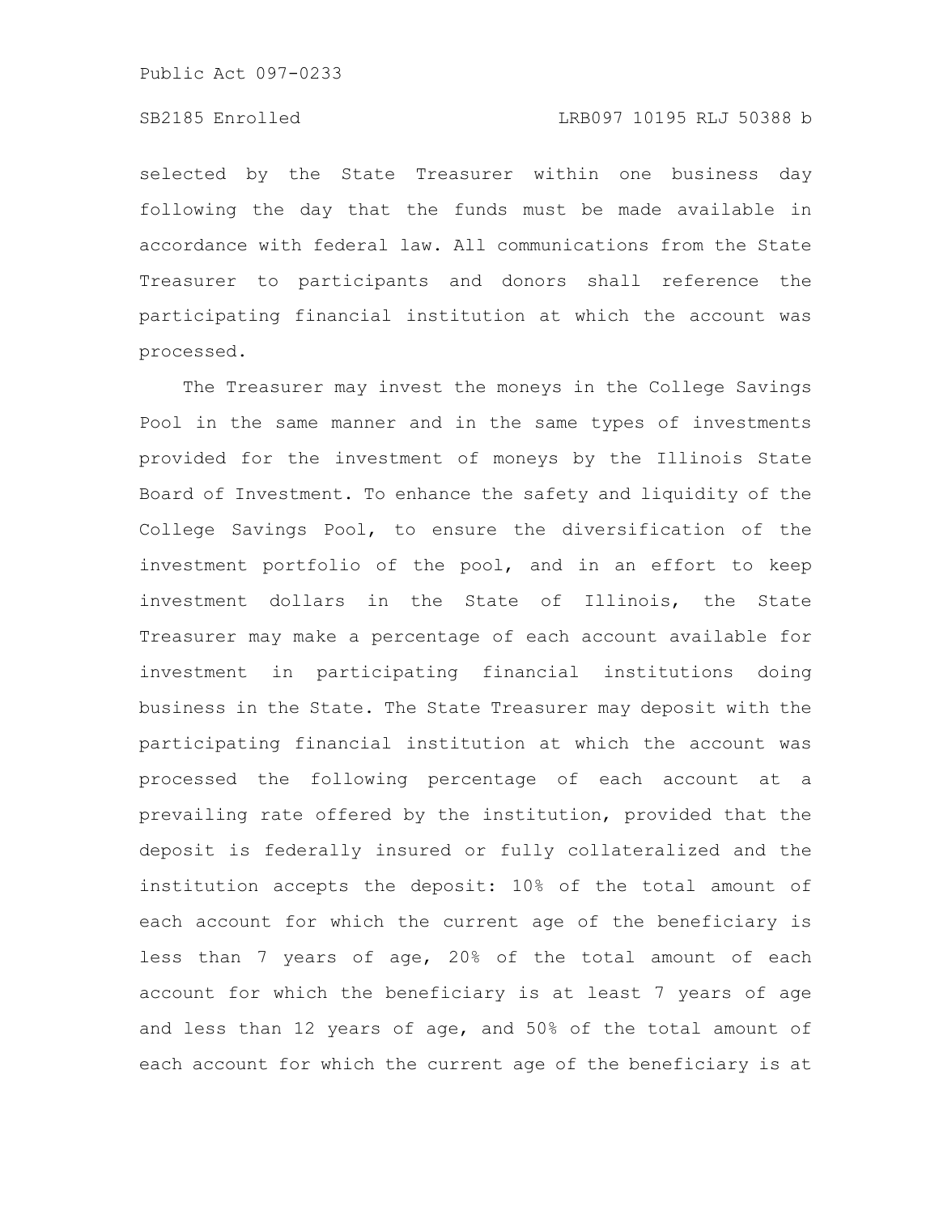selected by the State Treasurer within one business day following the day that the funds must be made available in accordance with federal law. All communications from the State Treasurer to participants and donors shall reference the participating financial institution at which the account was processed.

The Treasurer may invest the moneys in the College Savings Pool in the same manner and in the same types of investments provided for the investment of moneys by the Illinois State Board of Investment. To enhance the safety and liquidity of the College Savings Pool, to ensure the diversification of the investment portfolio of the pool, and in an effort to keep investment dollars in the State of Illinois, the State Treasurer may make a percentage of each account available for investment in participating financial institutions doing business in the State. The State Treasurer may deposit with the participating financial institution at which the account was processed the following percentage of each account at a prevailing rate offered by the institution, provided that the deposit is federally insured or fully collateralized and the institution accepts the deposit: 10% of the total amount of each account for which the current age of the beneficiary is less than 7 years of age, 20% of the total amount of each account for which the beneficiary is at least 7 years of age and less than 12 years of age, and 50% of the total amount of each account for which the current age of the beneficiary is at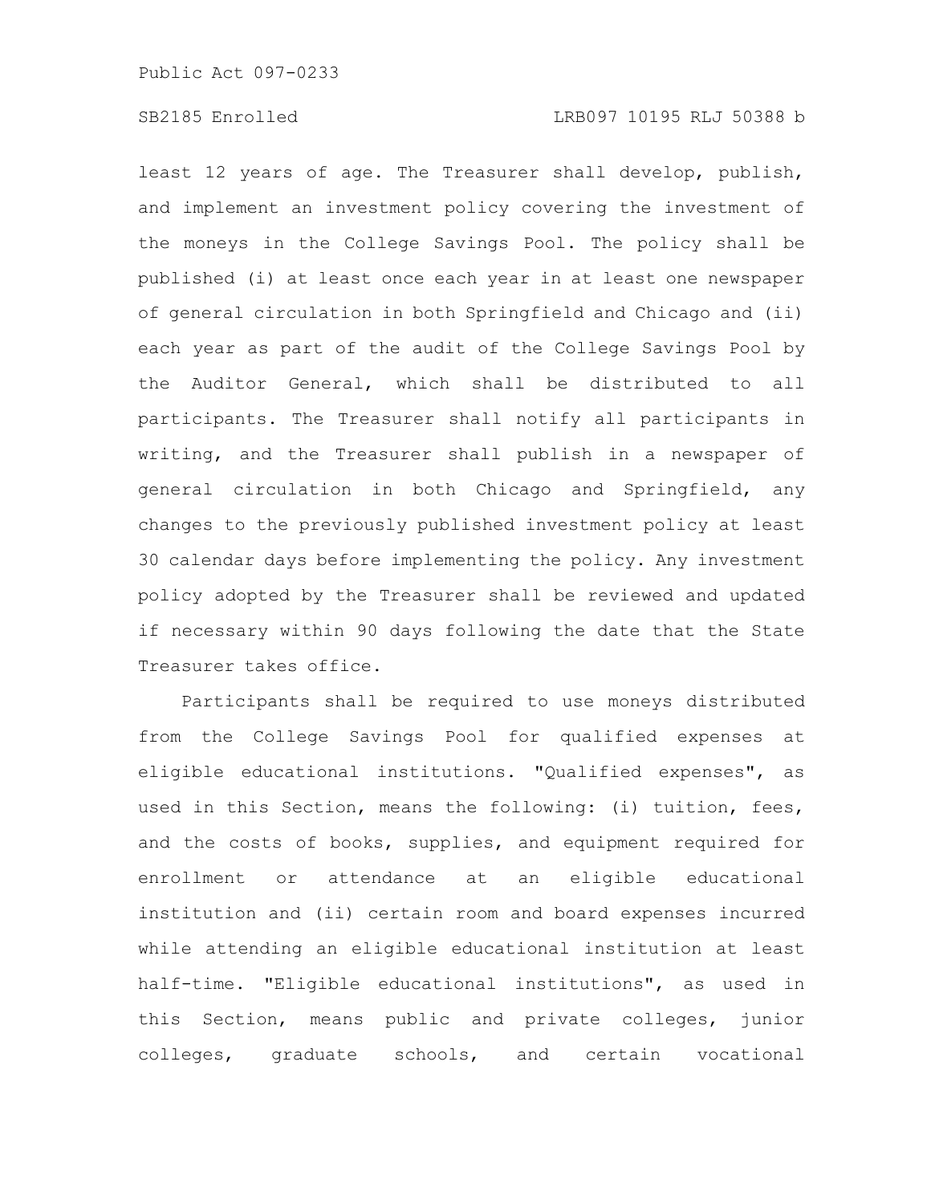least 12 years of age. The Treasurer shall develop, publish, and implement an investment policy covering the investment of the moneys in the College Savings Pool. The policy shall be published (i) at least once each year in at least one newspaper of general circulation in both Springfield and Chicago and (ii) each year as part of the audit of the College Savings Pool by the Auditor General, which shall be distributed to all participants. The Treasurer shall notify all participants in writing, and the Treasurer shall publish in a newspaper of general circulation in both Chicago and Springfield, any changes to the previously published investment policy at least 30 calendar days before implementing the policy. Any investment policy adopted by the Treasurer shall be reviewed and updated if necessary within 90 days following the date that the State Treasurer takes office.

Participants shall be required to use moneys distributed from the College Savings Pool for qualified expenses at eligible educational institutions. "Qualified expenses", as used in this Section, means the following: (i) tuition, fees, and the costs of books, supplies, and equipment required for enrollment or attendance at an eligible educational institution and (ii) certain room and board expenses incurred while attending an eligible educational institution at least half-time. "Eligible educational institutions", as used in this Section, means public and private colleges, junior colleges, graduate schools, and certain vocational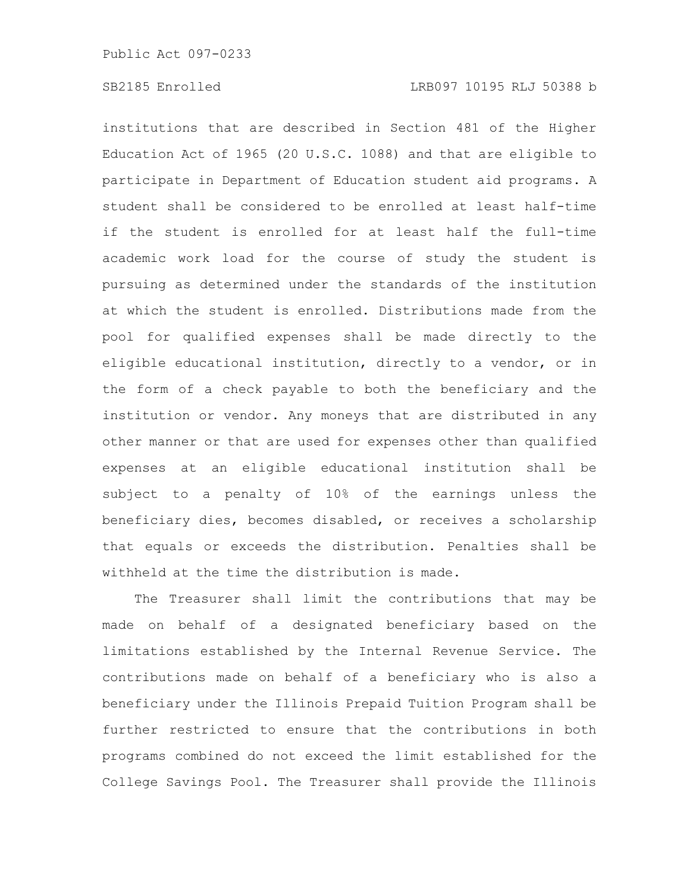institutions that are described in Section 481 of the Higher Education Act of 1965 (20 U.S.C. 1088) and that are eligible to participate in Department of Education student aid programs. A student shall be considered to be enrolled at least half-time if the student is enrolled for at least half the full-time academic work load for the course of study the student is pursuing as determined under the standards of the institution at which the student is enrolled. Distributions made from the pool for qualified expenses shall be made directly to the eligible educational institution, directly to a vendor, or in the form of a check payable to both the beneficiary and the institution or vendor. Any moneys that are distributed in any other manner or that are used for expenses other than qualified expenses at an eligible educational institution shall be subject to a penalty of 10% of the earnings unless the beneficiary dies, becomes disabled, or receives a scholarship that equals or exceeds the distribution. Penalties shall be withheld at the time the distribution is made.

The Treasurer shall limit the contributions that may be made on behalf of a designated beneficiary based on the limitations established by the Internal Revenue Service. The contributions made on behalf of a beneficiary who is also a beneficiary under the Illinois Prepaid Tuition Program shall be further restricted to ensure that the contributions in both programs combined do not exceed the limit established for the College Savings Pool. The Treasurer shall provide the Illinois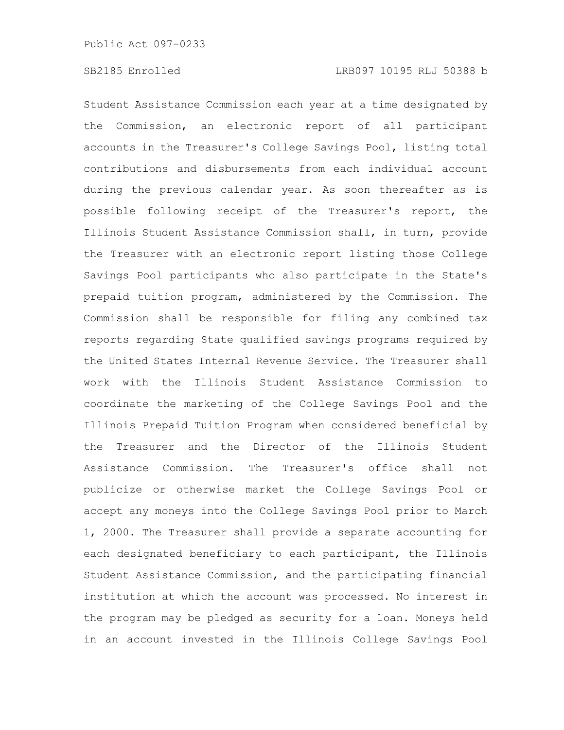Student Assistance Commission each year at a time designated by the Commission, an electronic report of all participant accounts in the Treasurer's College Savings Pool, listing total contributions and disbursements from each individual account during the previous calendar year. As soon thereafter as is possible following receipt of the Treasurer's report, the Illinois Student Assistance Commission shall, in turn, provide the Treasurer with an electronic report listing those College Savings Pool participants who also participate in the State's prepaid tuition program, administered by the Commission. The Commission shall be responsible for filing any combined tax reports regarding State qualified savings programs required by the United States Internal Revenue Service. The Treasurer shall work with the Illinois Student Assistance Commission to coordinate the marketing of the College Savings Pool and the Illinois Prepaid Tuition Program when considered beneficial by the Treasurer and the Director of the Illinois Student Assistance Commission. The Treasurer's office shall not publicize or otherwise market the College Savings Pool or accept any moneys into the College Savings Pool prior to March 1, 2000. The Treasurer shall provide a separate accounting for each designated beneficiary to each participant, the Illinois Student Assistance Commission, and the participating financial institution at which the account was processed. No interest in the program may be pledged as security for a loan. Moneys held in an account invested in the Illinois College Savings Pool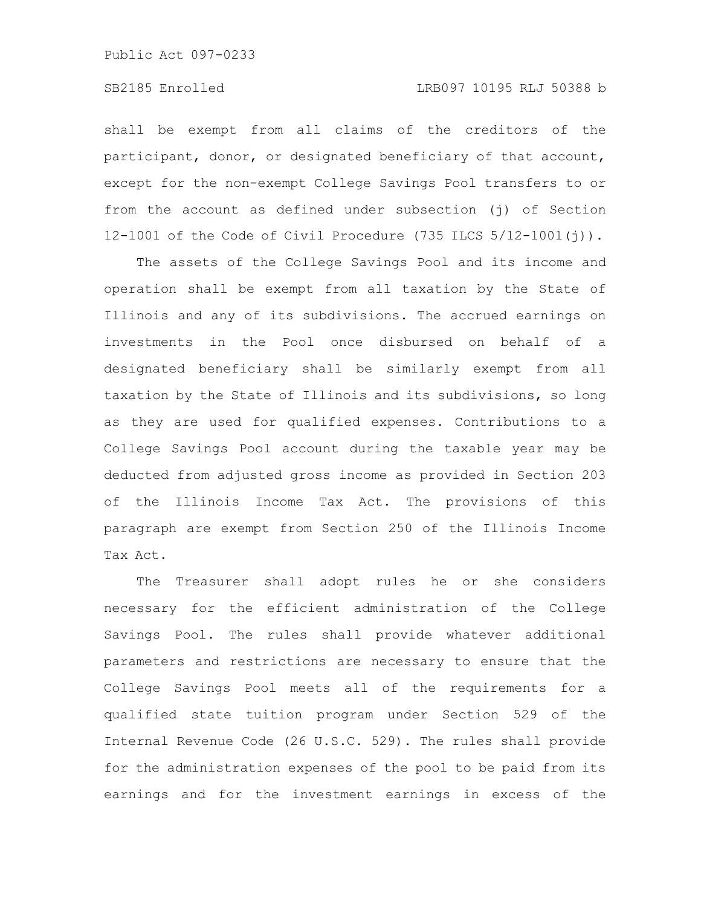shall be exempt from all claims of the creditors of the participant, donor, or designated beneficiary of that account, except for the non-exempt College Savings Pool transfers to or from the account as defined under subsection (j) of Section 12-1001 of the Code of Civil Procedure (735 ILCS 5/12-1001(j)).

The assets of the College Savings Pool and its income and operation shall be exempt from all taxation by the State of Illinois and any of its subdivisions. The accrued earnings on investments in the Pool once disbursed on behalf of a designated beneficiary shall be similarly exempt from all taxation by the State of Illinois and its subdivisions, so long as they are used for qualified expenses. Contributions to a College Savings Pool account during the taxable year may be deducted from adjusted gross income as provided in Section 203 of the Illinois Income Tax Act. The provisions of this paragraph are exempt from Section 250 of the Illinois Income Tax Act.

The Treasurer shall adopt rules he or she considers necessary for the efficient administration of the College Savings Pool. The rules shall provide whatever additional parameters and restrictions are necessary to ensure that the College Savings Pool meets all of the requirements for a qualified state tuition program under Section 529 of the Internal Revenue Code (26 U.S.C. 529). The rules shall provide for the administration expenses of the pool to be paid from its earnings and for the investment earnings in excess of the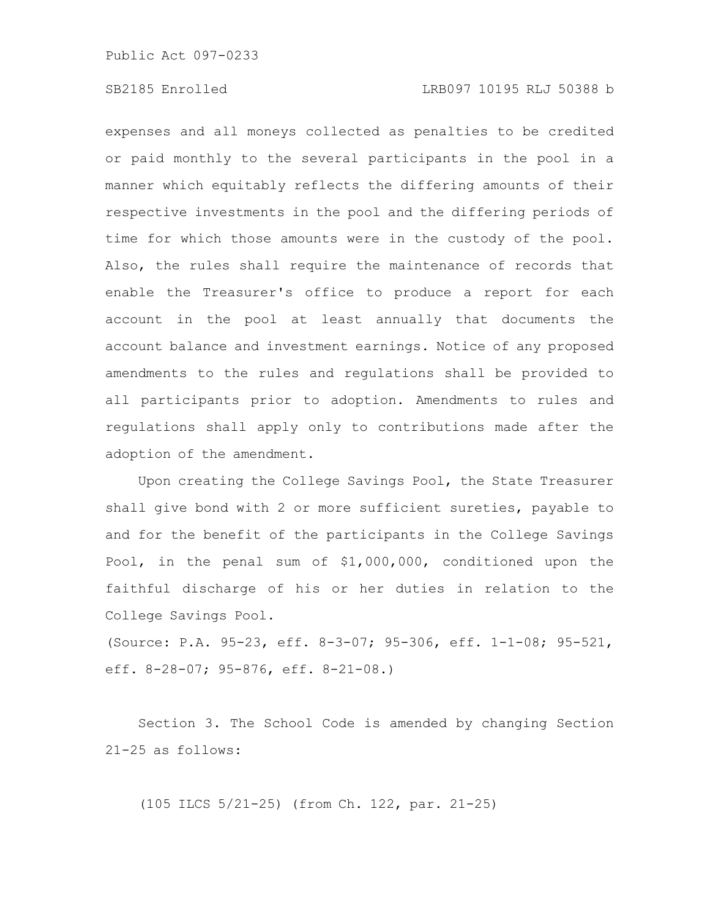expenses and all moneys collected as penalties to be credited or paid monthly to the several participants in the pool in a manner which equitably reflects the differing amounts of their respective investments in the pool and the differing periods of time for which those amounts were in the custody of the pool. Also, the rules shall require the maintenance of records that enable the Treasurer's office to produce a report for each account in the pool at least annually that documents the account balance and investment earnings. Notice of any proposed amendments to the rules and regulations shall be provided to all participants prior to adoption. Amendments to rules and regulations shall apply only to contributions made after the adoption of the amendment.

Upon creating the College Savings Pool, the State Treasurer shall give bond with 2 or more sufficient sureties, payable to and for the benefit of the participants in the College Savings Pool, in the penal sum of $1,000,000, conditioned upon the faithful discharge of his or her duties in relation to the College Savings Pool.

(Source: P.A. 95-23, eff. 8-3-07; 95-306, eff. 1-1-08; 95-521, eff. 8-28-07; 95-876, eff. 8-21-08.)

Section 3. The School Code is amended by changing Section 21-25 as follows:

(105 ILCS 5/21-25) (from Ch. 122, par. 21-25)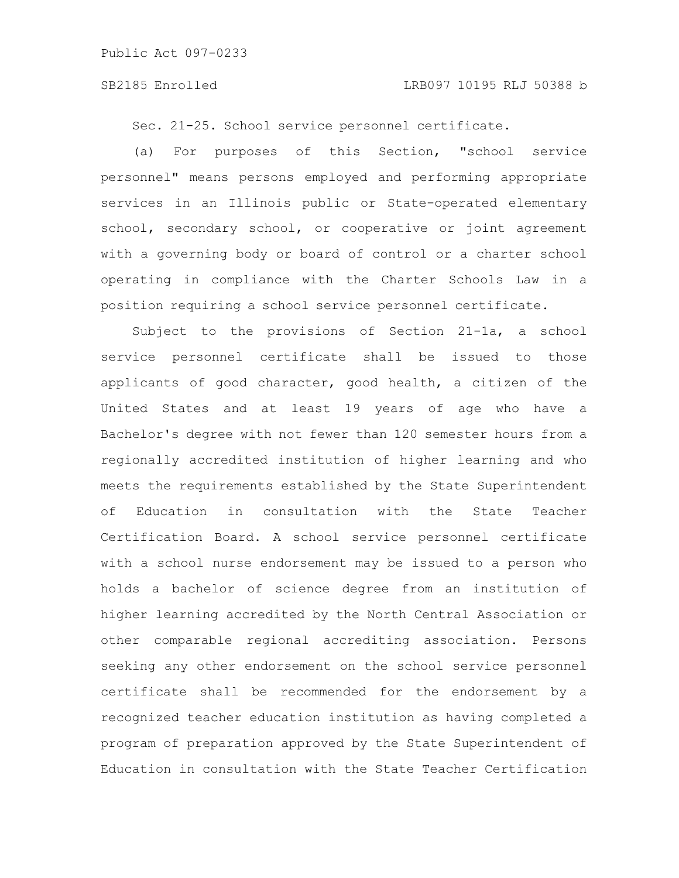Sec. 21-25. School service personnel certificate.

(a) For purposes of this Section, "school service personnel" means persons employed and performing appropriate services in an Illinois public or State-operated elementary school, secondary school, or cooperative or joint agreement with a governing body or board of control or a charter school operating in compliance with the Charter Schools Law in a position requiring a school service personnel certificate.

Subject to the provisions of Section 21-1a, a school service personnel certificate shall be issued to those applicants of good character, good health, a citizen of the United States and at least 19 years of age who have a Bachelor's degree with not fewer than 120 semester hours from a regionally accredited institution of higher learning and who meets the requirements established by the State Superintendent of Education in consultation with the State Teacher Certification Board. A school service personnel certificate with a school nurse endorsement may be issued to a person who holds a bachelor of science degree from an institution of higher learning accredited by the North Central Association or other comparable regional accrediting association. Persons seeking any other endorsement on the school service personnel certificate shall be recommended for the endorsement by a recognized teacher education institution as having completed a program of preparation approved by the State Superintendent of Education in consultation with the State Teacher Certification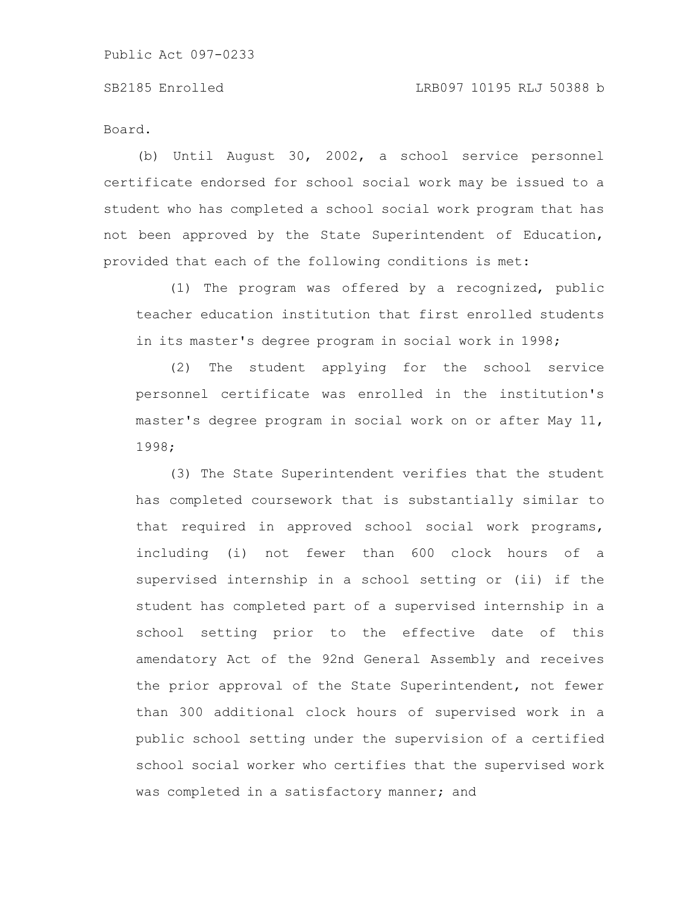Board.

(b) Until August 30, 2002, a school service personnel certificate endorsed for school social work may be issued to a student who has completed a school social work program that has not been approved by the State Superintendent of Education, provided that each of the following conditions is met:

(1) The program was offered by a recognized, public teacher education institution that first enrolled students in its master's degree program in social work in 1998;

(2) The student applying for the school service personnel certificate was enrolled in the institution's master's degree program in social work on or after May 11, 1998;

(3) The State Superintendent verifies that the student has completed coursework that is substantially similar to that required in approved school social work programs, including (i) not fewer than 600 clock hours of a supervised internship in a school setting or (ii) if the student has completed part of a supervised internship in a school setting prior to the effective date of this amendatory Act of the 92nd General Assembly and receives the prior approval of the State Superintendent, not fewer than 300 additional clock hours of supervised work in a public school setting under the supervision of a certified school social worker who certifies that the supervised work was completed in a satisfactory manner; and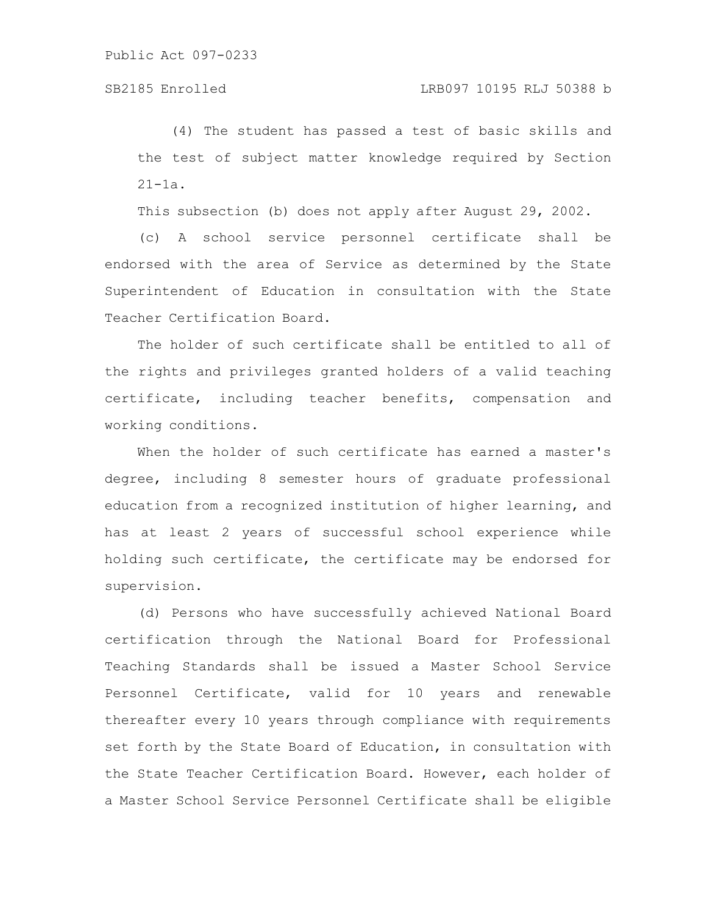(4) The student has passed a test of basic skills and the test of subject matter knowledge required by Section 21-1a.

This subsection (b) does not apply after August 29, 2002.

(c) A school service personnel certificate shall be endorsed with the area of Service as determined by the State Superintendent of Education in consultation with the State Teacher Certification Board.

The holder of such certificate shall be entitled to all of the rights and privileges granted holders of a valid teaching certificate, including teacher benefits, compensation and working conditions.

When the holder of such certificate has earned a master's degree, including 8 semester hours of graduate professional education from a recognized institution of higher learning, and has at least 2 years of successful school experience while holding such certificate, the certificate may be endorsed for supervision.

(d) Persons who have successfully achieved National Board certification through the National Board for Professional Teaching Standards shall be issued a Master School Service Personnel Certificate, valid for 10 years and renewable thereafter every 10 years through compliance with requirements set forth by the State Board of Education, in consultation with the State Teacher Certification Board. However, each holder of a Master School Service Personnel Certificate shall be eligible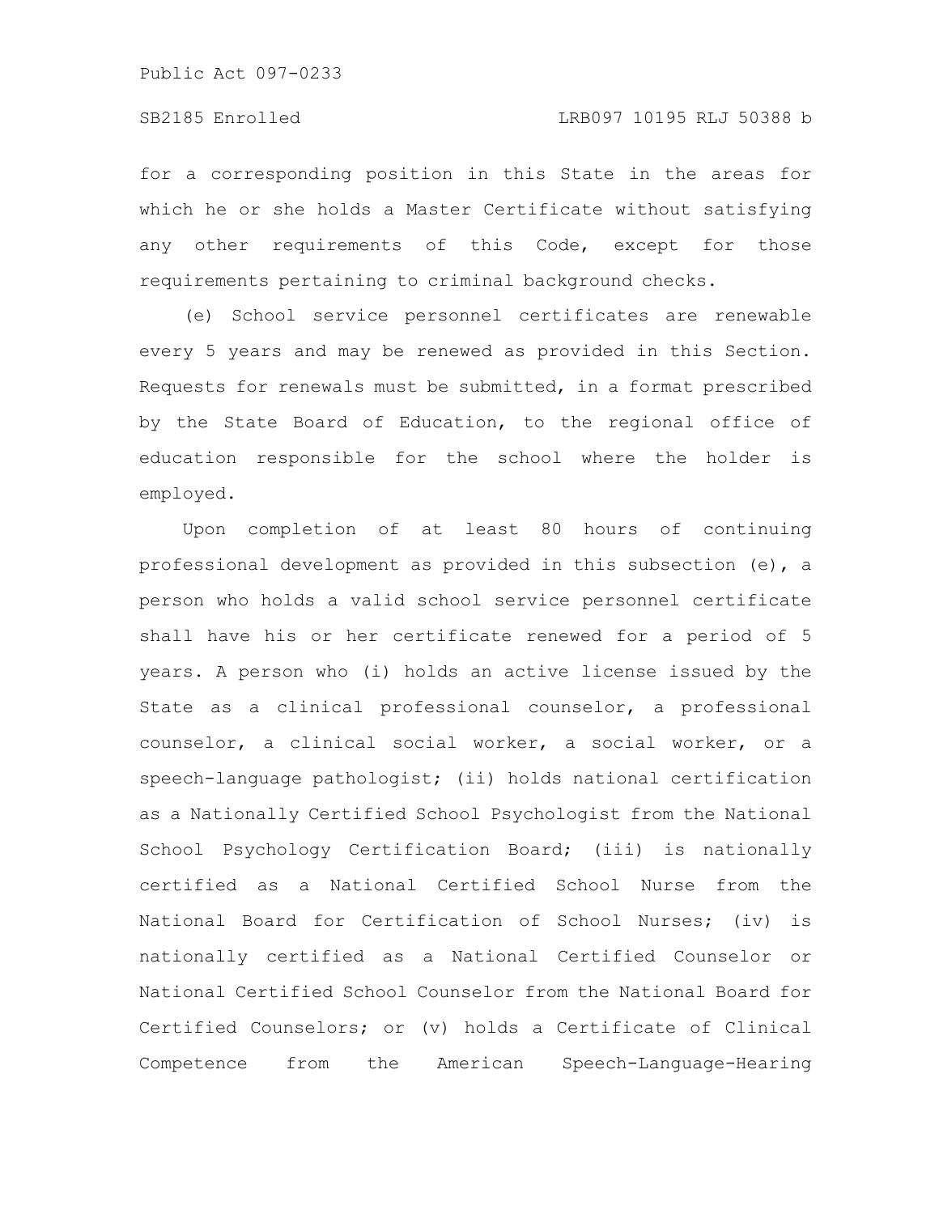for a corresponding position in this State in the areas for which he or she holds a Master Certificate without satisfying any other requirements of this Code, except for those requirements pertaining to criminal background checks.

(e) School service personnel certificates are renewable every 5 years and may be renewed as provided in this Section. Requests for renewals must be submitted, in a format prescribed by the State Board of Education, to the regional office of education responsible for the school where the holder is employed.

Upon completion of at least 80 hours of continuing professional development as provided in this subsection (e), a person who holds a valid school service personnel certificate shall have his or her certificate renewed for a period of 5 years. A person who (i) holds an active license issued by the State as a clinical professional counselor, a professional counselor, a clinical social worker, a social worker, or a speech-language pathologist; (ii) holds national certification as a Nationally Certified School Psychologist from the National School Psychology Certification Board; (iii) is nationally certified as a National Certified School Nurse from the National Board for Certification of School Nurses; (iv) is nationally certified as a National Certified Counselor or National Certified School Counselor from the National Board for Certified Counselors; or (v) holds a Certificate of Clinical Competence from the American Speech-Language-Hearing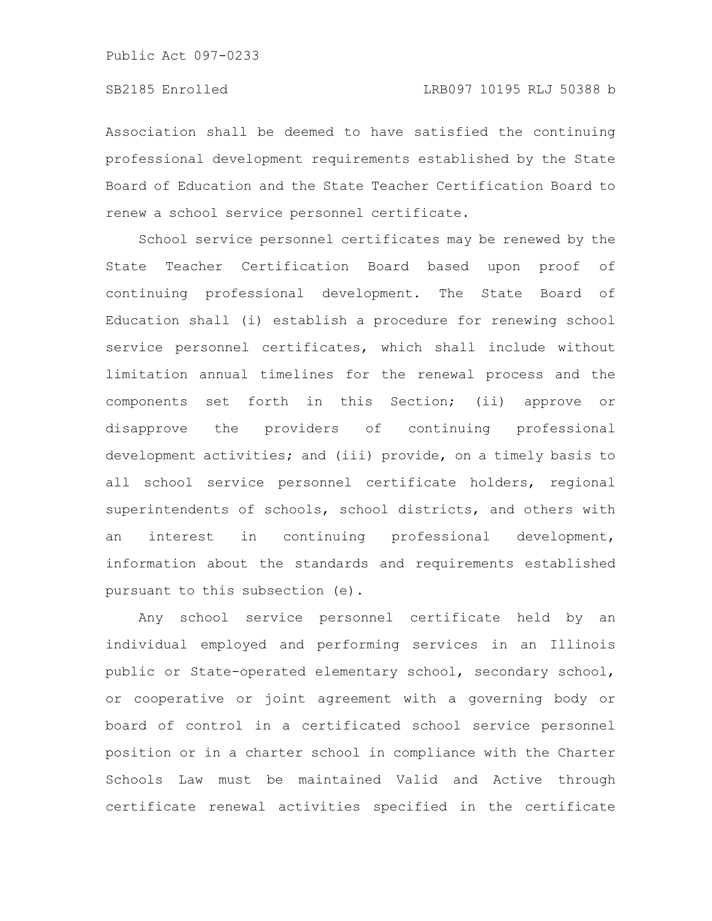Association shall be deemed to have satisfied the continuing professional development requirements established by the State Board of Education and the State Teacher Certification Board to renew a school service personnel certificate.

School service personnel certificates may be renewed by the State Teacher Certification Board based upon proof of continuing professional development. The State Board of Education shall (i) establish a procedure for renewing school service personnel certificates, which shall include without limitation annual timelines for the renewal process and the components set forth in this Section; (ii) approve or disapprove the providers of continuing professional development activities; and (iii) provide, on a timely basis to all school service personnel certificate holders, regional superintendents of schools, school districts, and others with an interest in continuing professional development, information about the standards and requirements established pursuant to this subsection (e).

Any school service personnel certificate held by an individual employed and performing services in an Illinois public or State-operated elementary school, secondary school, or cooperative or joint agreement with a governing body or board of control in a certificated school service personnel position or in a charter school in compliance with the Charter Schools Law must be maintained Valid and Active through certificate renewal activities specified in the certificate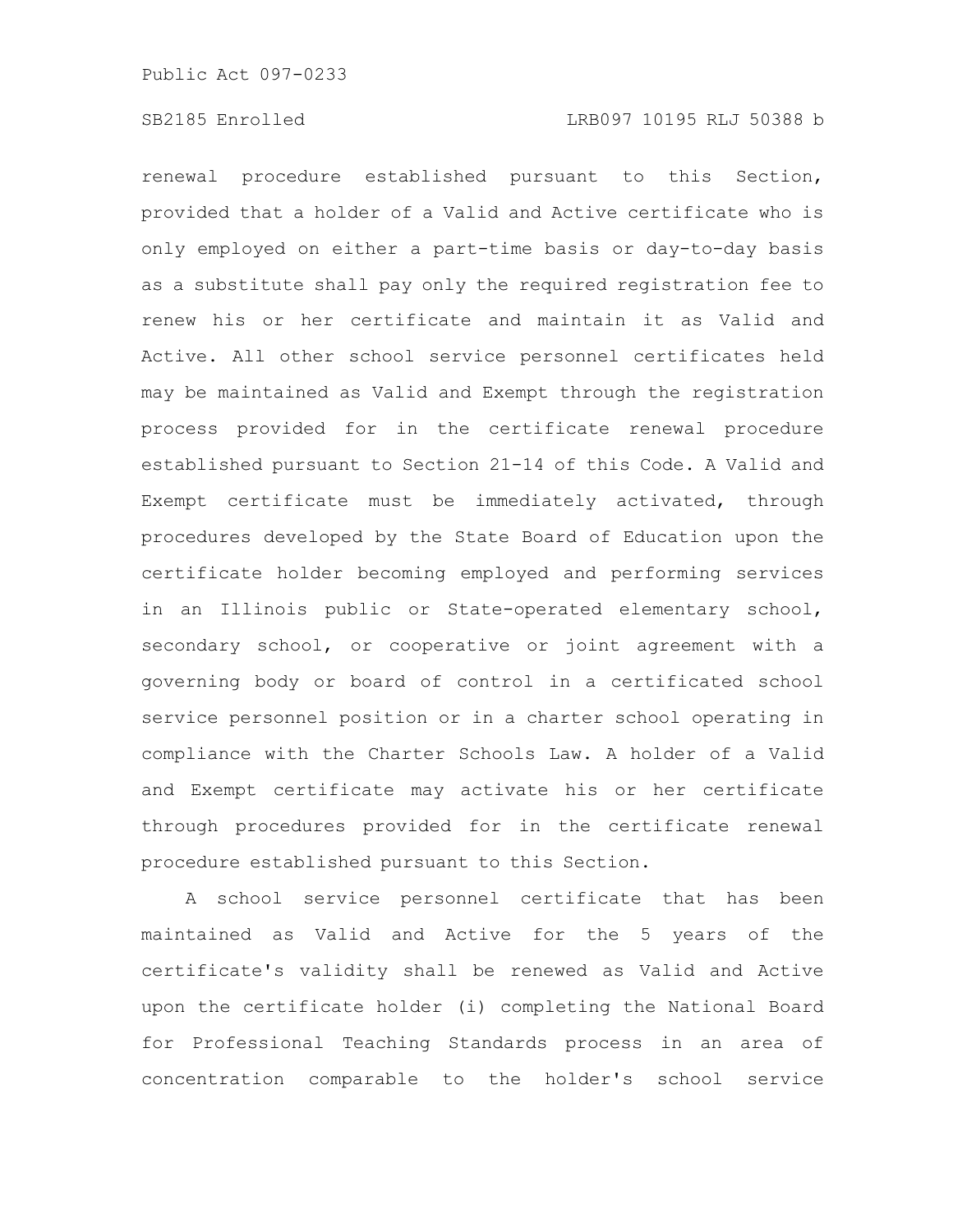renewal procedure established pursuant to this Section, provided that a holder of a Valid and Active certificate who is only employed on either a part-time basis or day-to-day basis as a substitute shall pay only the required registration fee to renew his or her certificate and maintain it as Valid and Active. All other school service personnel certificates held may be maintained as Valid and Exempt through the registration process provided for in the certificate renewal procedure established pursuant to Section 21-14 of this Code. A Valid and Exempt certificate must be immediately activated, through procedures developed by the State Board of Education upon the certificate holder becoming employed and performing services in an Illinois public or State-operated elementary school, secondary school, or cooperative or joint agreement with a governing body or board of control in a certificated school service personnel position or in a charter school operating in compliance with the Charter Schools Law. A holder of a Valid and Exempt certificate may activate his or her certificate through procedures provided for in the certificate renewal procedure established pursuant to this Section.

A school service personnel certificate that has been maintained as Valid and Active for the 5 years of the certificate's validity shall be renewed as Valid and Active upon the certificate holder (i) completing the National Board for Professional Teaching Standards process in an area of concentration comparable to the holder's school service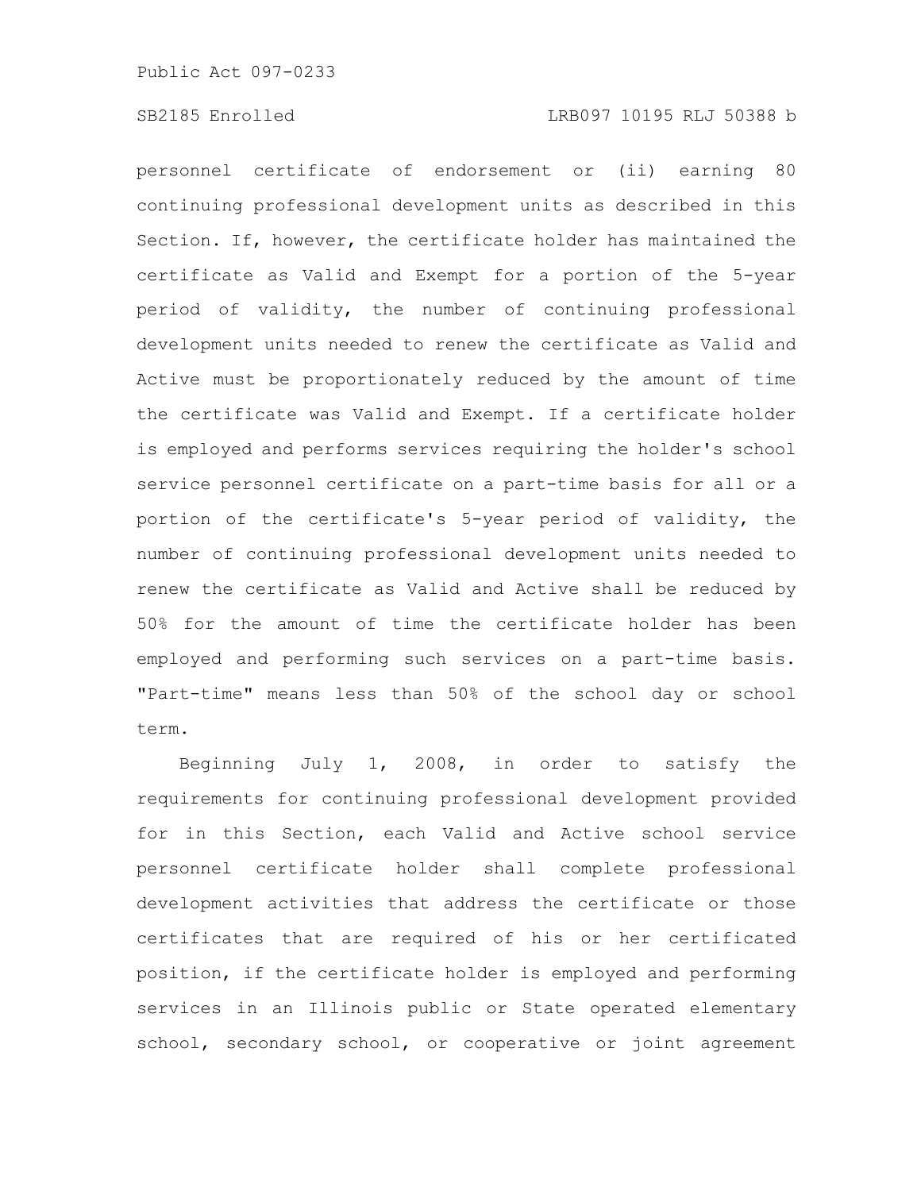personnel certificate of endorsement or (ii) earning 80 continuing professional development units as described in this Section. If, however, the certificate holder has maintained the certificate as Valid and Exempt for a portion of the 5-year period of validity, the number of continuing professional development units needed to renew the certificate as Valid and Active must be proportionately reduced by the amount of time the certificate was Valid and Exempt. If a certificate holder is employed and performs services requiring the holder's school service personnel certificate on a part-time basis for all or a portion of the certificate's 5-year period of validity, the number of continuing professional development units needed to renew the certificate as Valid and Active shall be reduced by 50% for the amount of time the certificate holder has been employed and performing such services on a part-time basis. "Part-time" means less than 50% of the school day or school term.

Beginning July 1, 2008, in order to satisfy the requirements for continuing professional development provided for in this Section, each Valid and Active school service personnel certificate holder shall complete professional development activities that address the certificate or those certificates that are required of his or her certificated position, if the certificate holder is employed and performing services in an Illinois public or State operated elementary school, secondary school, or cooperative or joint agreement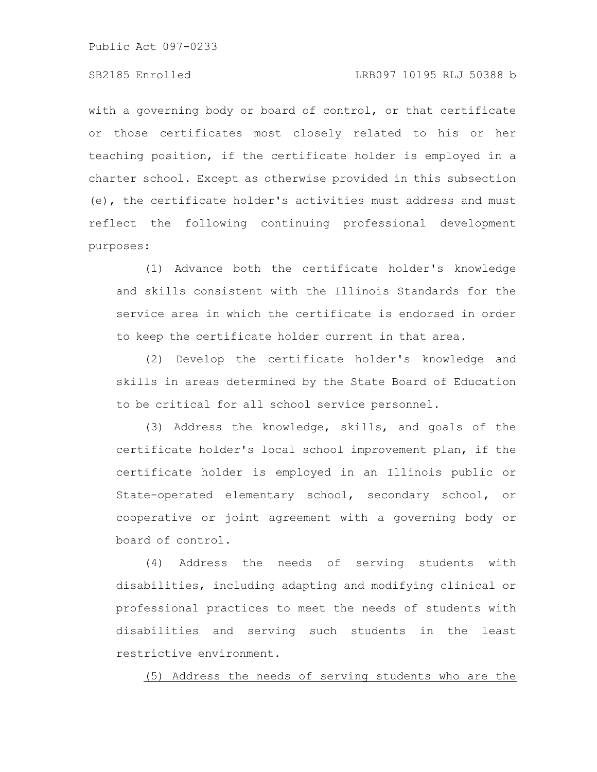with a governing body or board of control, or that certificate or those certificates most closely related to his or her teaching position, if the certificate holder is employed in a charter school. Except as otherwise provided in this subsection (e), the certificate holder's activities must address and must reflect the following continuing professional development purposes:

(1) Advance both the certificate holder's knowledge and skills consistent with the Illinois Standards for the service area in which the certificate is endorsed in order to keep the certificate holder current in that area.

(2) Develop the certificate holder's knowledge and skills in areas determined by the State Board of Education to be critical for all school service personnel.

(3) Address the knowledge, skills, and goals of the certificate holder's local school improvement plan, if the certificate holder is employed in an Illinois public or State-operated elementary school, secondary school, or cooperative or joint agreement with a governing body or board of control.

(4) Address the needs of serving students with disabilities, including adapting and modifying clinical or professional practices to meet the needs of students with disabilities and serving such students in the least restrictive environment.

<u>(5) Address the needs of serving students who are the</u>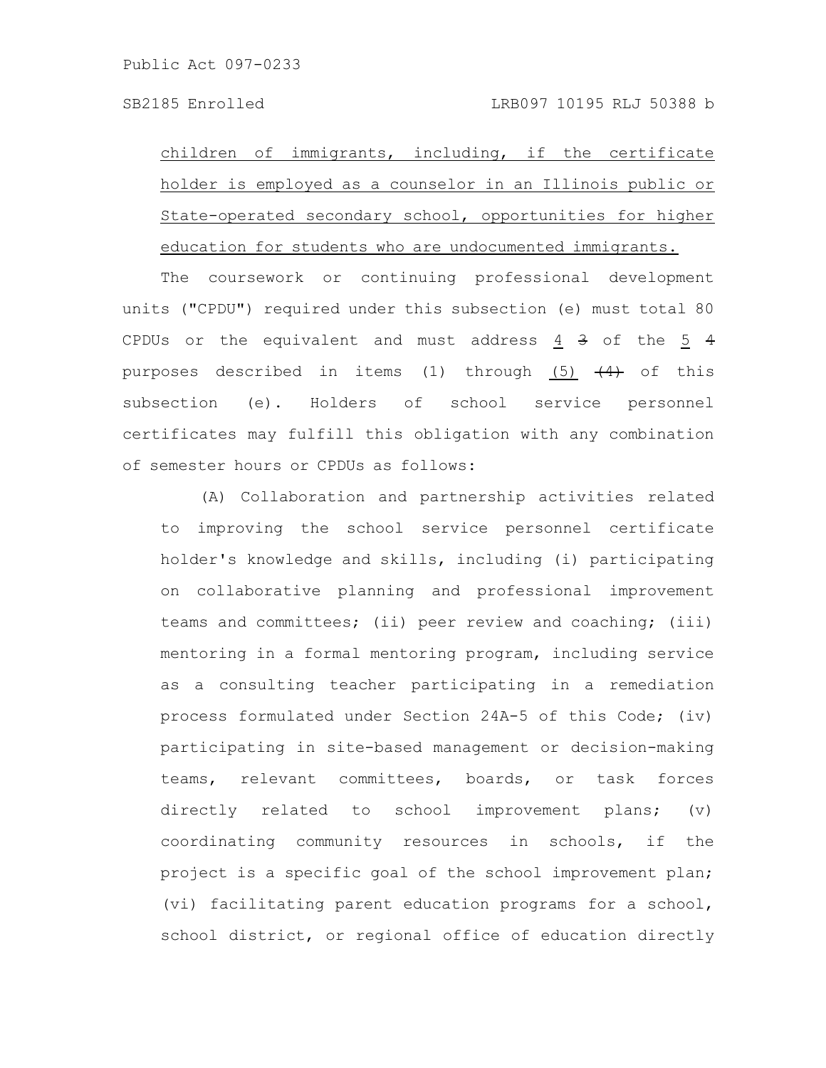children of immigrants, including, if the certificate holder is employed as a counselor in an Illinois public or State-operated secondary school, opportunities for higher education for students who are undocumented immigrants.

The coursework or continuing professional development units ("CPDU") required under this subsection (e) must total 80 CPDUs or the equivalent and must address 4 ~~3~~ of the 5 ~~4~~ purposes described in items (1) through (5) ~~(4)~~ of this subsection (e). Holders of school service personnel certificates may fulfill this obligation with any combination of semester hours or CPDUs as follows:

(A) Collaboration and partnership activities related to improving the school service personnel certificate holder's knowledge and skills, including (i) participating on collaborative planning and professional improvement teams and committees; (ii) peer review and coaching; (iii) mentoring in a formal mentoring program, including service as a consulting teacher participating in a remediation process formulated under Section 24A-5 of this Code; (iv) participating in site-based management or decision-making teams, relevant committees, boards, or task forces directly related to school improvement plans; (v) coordinating community resources in schools, if the project is a specific goal of the school improvement plan; (vi) facilitating parent education programs for a school, school district, or regional office of education directly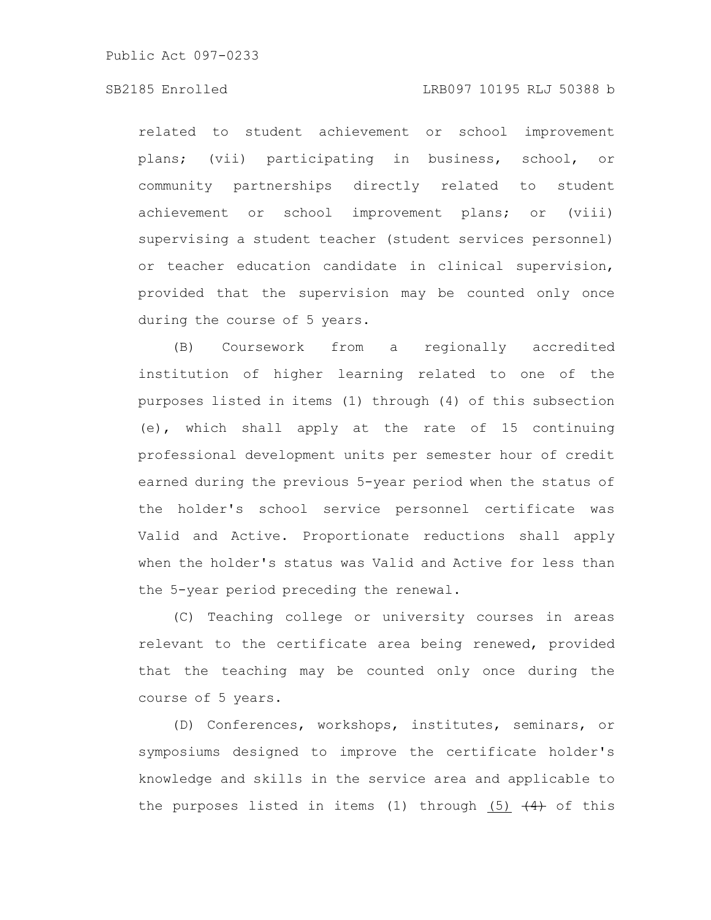related to student achievement or school improvement plans; (vii) participating in business, school, or community partnerships directly related to student achievement or school improvement plans; or (viii) supervising a student teacher (student services personnel) or teacher education candidate in clinical supervision, provided that the supervision may be counted only once during the course of 5 years.

(B) Coursework from a regionally accredited institution of higher learning related to one of the purposes listed in items (1) through (4) of this subsection (e), which shall apply at the rate of 15 continuing professional development units per semester hour of credit earned during the previous 5-year period when the status of the holder's school service personnel certificate was Valid and Active. Proportionate reductions shall apply when the holder's status was Valid and Active for less than the 5-year period preceding the renewal.

(C) Teaching college or university courses in areas relevant to the certificate area being renewed, provided that the teaching may be counted only once during the course of 5 years.

(D) Conferences, workshops, institutes, seminars, or symposiums designed to improve the certificate holder's knowledge and skills in the service area and applicable to the purposes listed in items (1) through (5) ~~(4)~~ of this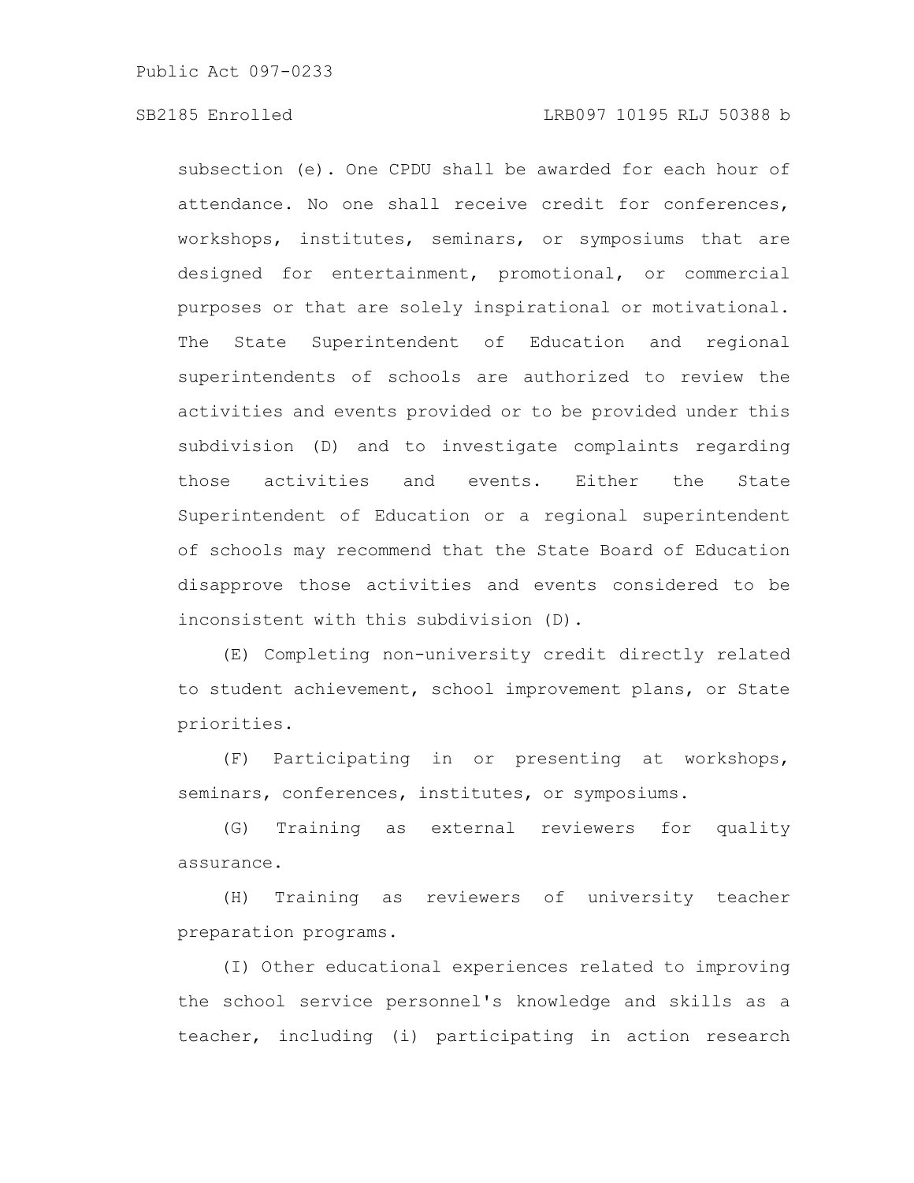subsection (e). One CPDU shall be awarded for each hour of attendance. No one shall receive credit for conferences, workshops, institutes, seminars, or symposiums that are designed for entertainment, promotional, or commercial purposes or that are solely inspirational or motivational. The State Superintendent of Education and regional superintendents of schools are authorized to review the activities and events provided or to be provided under this subdivision (D) and to investigate complaints regarding those activities and events. Either the State Superintendent of Education or a regional superintendent of schools may recommend that the State Board of Education disapprove those activities and events considered to be inconsistent with this subdivision (D).

(E) Completing non-university credit directly related to student achievement, school improvement plans, or State priorities.

(F) Participating in or presenting at workshops, seminars, conferences, institutes, or symposiums.

(G) Training as external reviewers for quality assurance.

(H) Training as reviewers of university teacher preparation programs.

(I) Other educational experiences related to improving the school service personnel's knowledge and skills as a teacher, including (i) participating in action research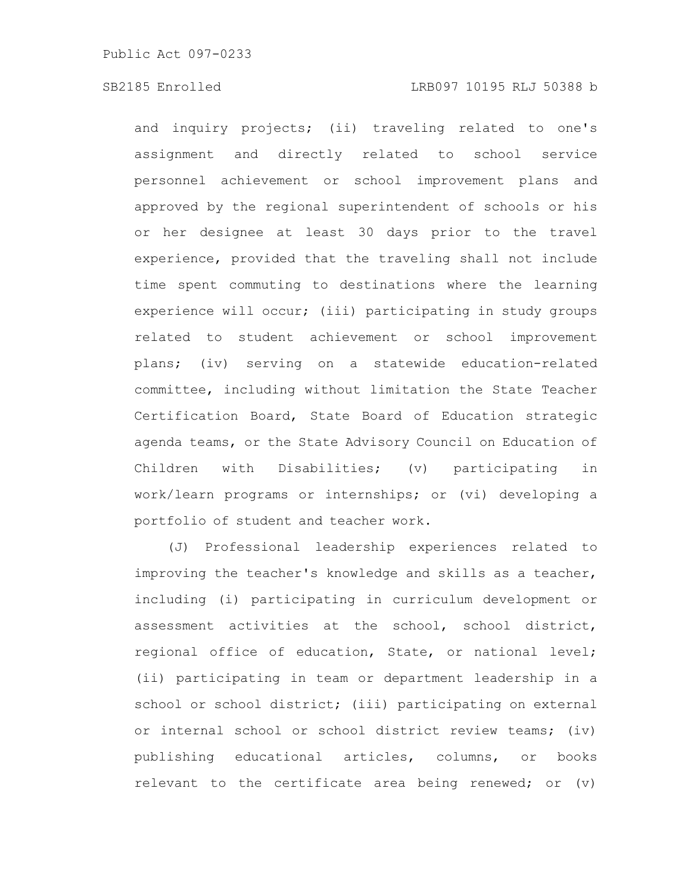and inquiry projects; (ii) traveling related to one's assignment and directly related to school service personnel achievement or school improvement plans and approved by the regional superintendent of schools or his or her designee at least 30 days prior to the travel experience, provided that the traveling shall not include time spent commuting to destinations where the learning experience will occur; (iii) participating in study groups related to student achievement or school improvement plans; (iv) serving on a statewide education-related committee, including without limitation the State Teacher Certification Board, State Board of Education strategic agenda teams, or the State Advisory Council on Education of Children with Disabilities; (v) participating in work/learn programs or internships; or (vi) developing a portfolio of student and teacher work.

(J) Professional leadership experiences related to improving the teacher's knowledge and skills as a teacher, including (i) participating in curriculum development or assessment activities at the school, school district, regional office of education, State, or national level; (ii) participating in team or department leadership in a school or school district; (iii) participating on external or internal school or school district review teams; (iv) publishing educational articles, columns, or books relevant to the certificate area being renewed; or (v)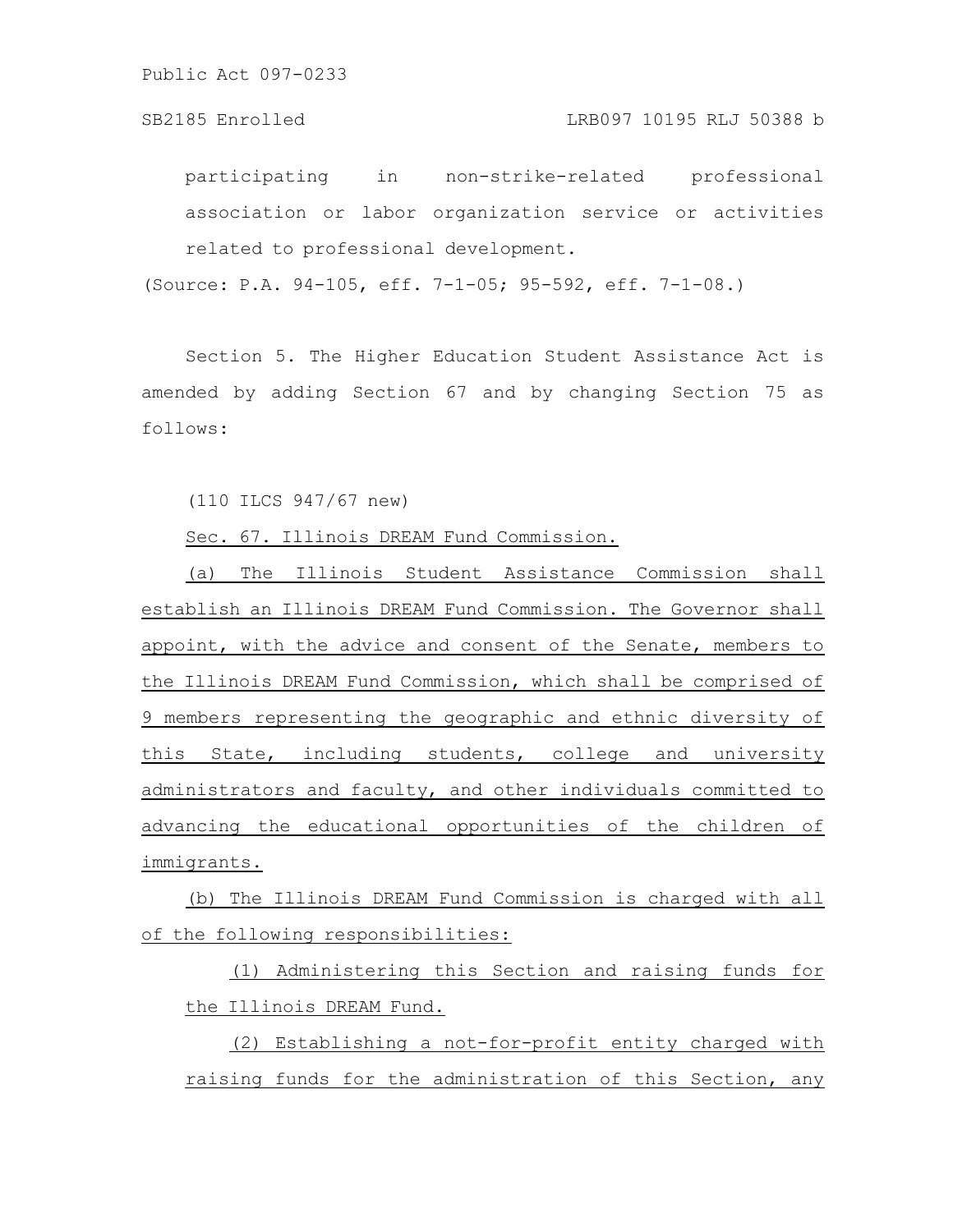participating in non-strike-related professional association or labor organization service or activities related to professional development.

(Source: P.A. 94-105, eff. 7-1-05; 95-592, eff. 7-1-08.)

Section 5. The Higher Education Student Assistance Act is amended by adding Section 67 and by changing Section 75 as follows:

(110 ILCS 947/67 new)

Sec. 67. Illinois DREAM Fund Commission.

(a) The Illinois Student Assistance Commission shall establish an Illinois DREAM Fund Commission. The Governor shall appoint, with the advice and consent of the Senate, members to the Illinois DREAM Fund Commission, which shall be comprised of 9 members representing the geographic and ethnic diversity of this State, including students, college and university administrators and faculty, and other individuals committed to advancing the educational opportunities of the children of immigrants.

(b) The Illinois DREAM Fund Commission is charged with all of the following responsibilities:

(1) Administering this Section and raising funds for the Illinois DREAM Fund.

(2) Establishing a not-for-profit entity charged with raising funds for the administration of this Section, any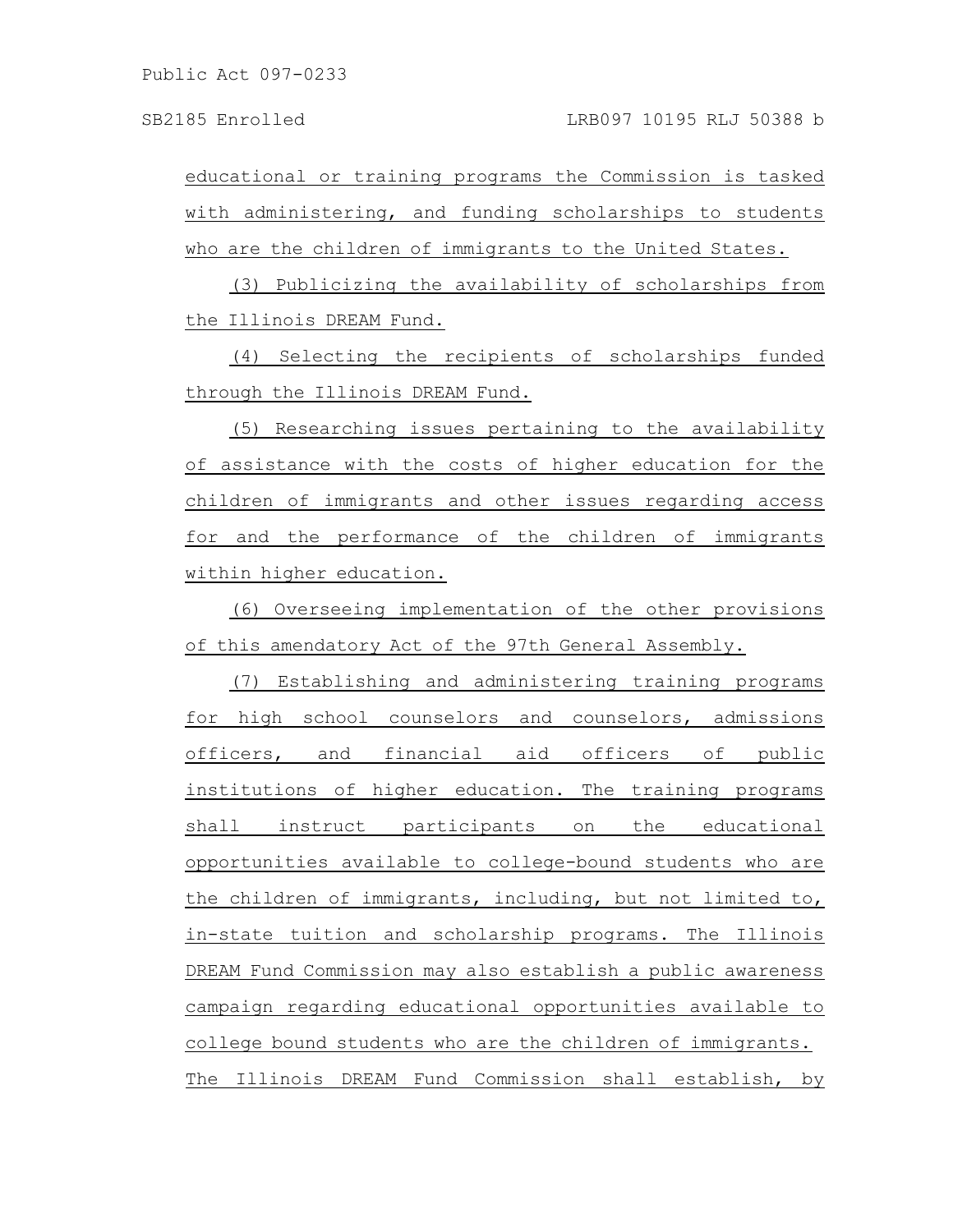educational or training programs the Commission is tasked with administering, and funding scholarships to students who are the children of immigrants to the United States.

(3) Publicizing the availability of scholarships from the Illinois DREAM Fund.

(4) Selecting the recipients of scholarships funded through the Illinois DREAM Fund.

(5) Researching issues pertaining to the availability of assistance with the costs of higher education for the children of immigrants and other issues regarding access for and the performance of the children of immigrants within higher education.

(6) Overseeing implementation of the other provisions of this amendatory Act of the 97th General Assembly.

(7) Establishing and administering training programs for high school counselors and counselors, admissions officers, and financial aid officers of public institutions of higher education. The training programs shall instruct participants on the educational opportunities available to college-bound students who are the children of immigrants, including, but not limited to, in-state tuition and scholarship programs. The Illinois DREAM Fund Commission may also establish a public awareness campaign regarding educational opportunities available to college bound students who are the children of immigrants.

The Illinois DREAM Fund Commission shall establish, by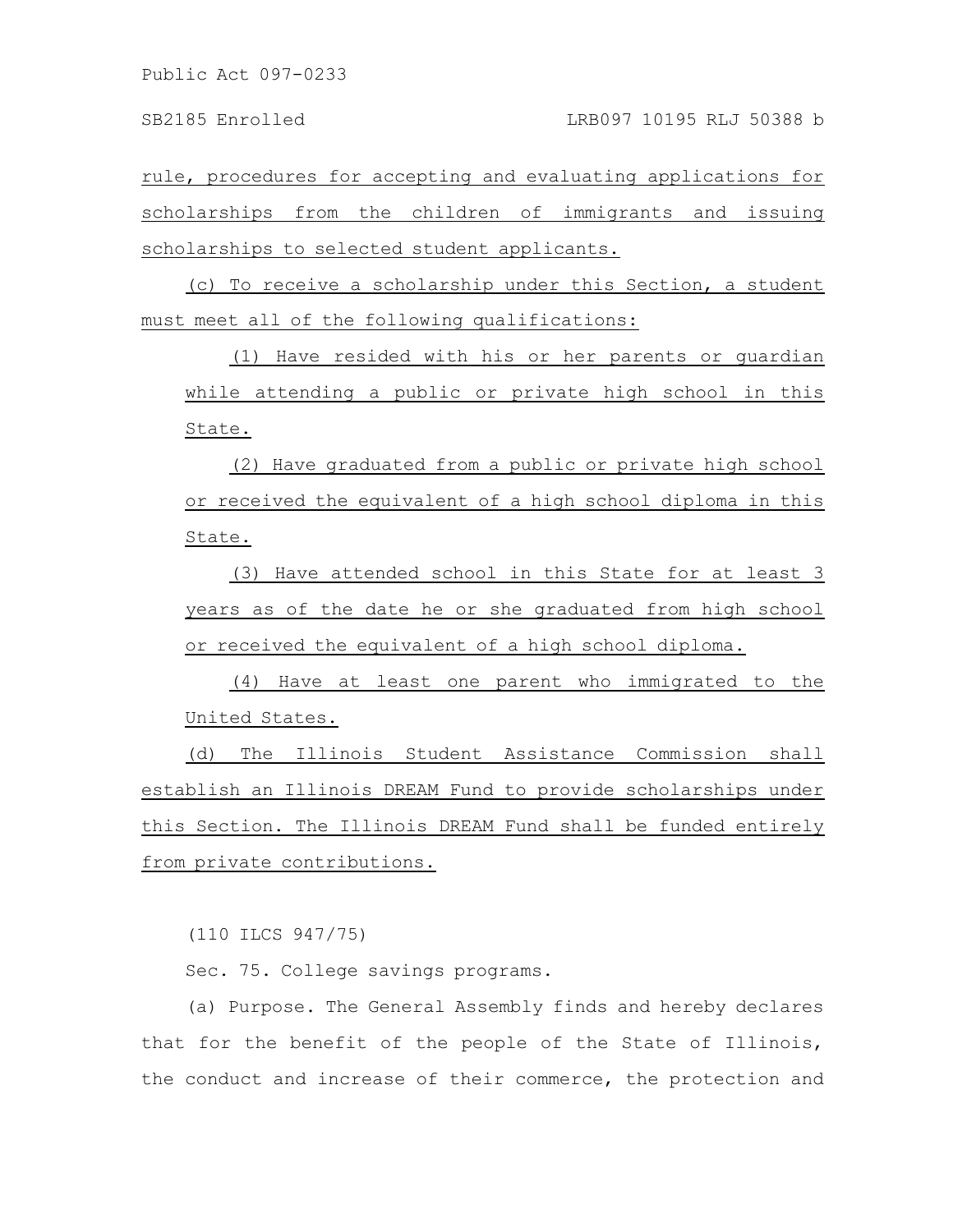rule, procedures for accepting and evaluating applications for scholarships from the children of immigrants and issuing scholarships to selected student applicants.

(c) To receive a scholarship under this Section, a student must meet all of the following qualifications:

(1) Have resided with his or her parents or guardian while attending a public or private high school in this State.

(2) Have graduated from a public or private high school or received the equivalent of a high school diploma in this State.

(3) Have attended school in this State for at least 3 years as of the date he or she graduated from high school or received the equivalent of a high school diploma.

(4) Have at least one parent who immigrated to the United States.

(d) The Illinois Student Assistance Commission shall establish an Illinois DREAM Fund to provide scholarships under this Section. The Illinois DREAM Fund shall be funded entirely from private contributions.

(110 ILCS 947/75)

Sec. 75. College savings programs.

(a) Purpose. The General Assembly finds and hereby declares that for the benefit of the people of the State of Illinois, the conduct and increase of their commerce, the protection and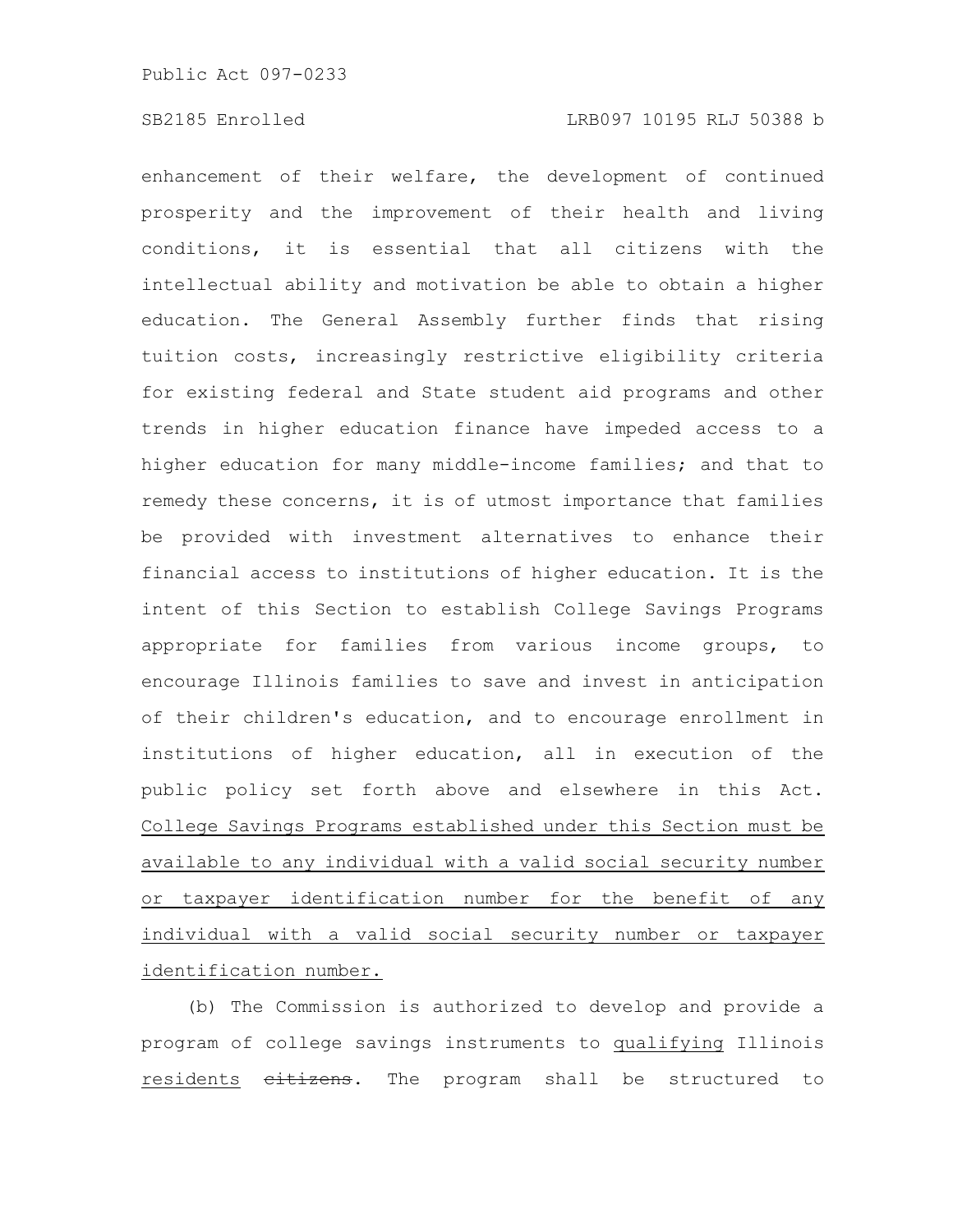enhancement of their welfare, the development of continued prosperity and the improvement of their health and living conditions, it is essential that all citizens with the intellectual ability and motivation be able to obtain a higher education. The General Assembly further finds that rising tuition costs, increasingly restrictive eligibility criteria for existing federal and State student aid programs and other trends in higher education finance have impeded access to a higher education for many middle-income families; and that to remedy these concerns, it is of utmost importance that families be provided with investment alternatives to enhance their financial access to institutions of higher education. It is the intent of this Section to establish College Savings Programs appropriate for families from various income groups, to encourage Illinois families to save and invest in anticipation of their children's education, and to encourage enrollment in institutions of higher education, all in execution of the public policy set forth above and elsewhere in this Act. <u>College Savings Programs established under this Section must be available to any individual with a valid social security number or taxpayer identification number for the benefit of any individual with a valid social security number or taxpayer identification number.</u>

(b) The Commission is authorized to develop and provide a program of college savings instruments to <u>qualifying</u> Illinois <u>residents</u> ~~citizens~~. The program shall be structured to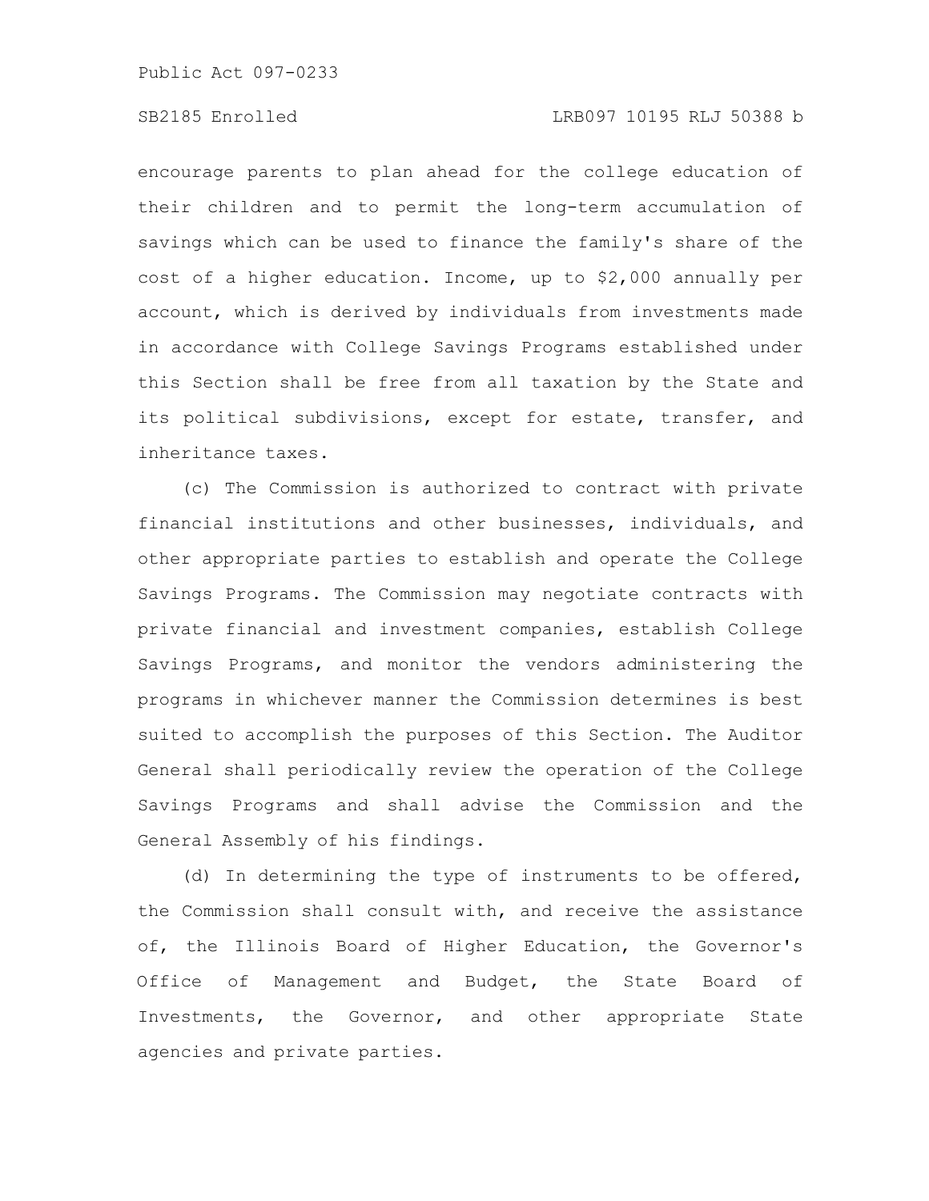encourage parents to plan ahead for the college education of their children and to permit the long-term accumulation of savings which can be used to finance the family's share of the cost of a higher education. Income, up to $2,000 annually per account, which is derived by individuals from investments made in accordance with College Savings Programs established under this Section shall be free from all taxation by the State and its political subdivisions, except for estate, transfer, and inheritance taxes.

(c) The Commission is authorized to contract with private financial institutions and other businesses, individuals, and other appropriate parties to establish and operate the College Savings Programs. The Commission may negotiate contracts with private financial and investment companies, establish College Savings Programs, and monitor the vendors administering the programs in whichever manner the Commission determines is best suited to accomplish the purposes of this Section. The Auditor General shall periodically review the operation of the College Savings Programs and shall advise the Commission and the General Assembly of his findings.

(d) In determining the type of instruments to be offered, the Commission shall consult with, and receive the assistance of, the Illinois Board of Higher Education, the Governor's Office of Management and Budget, the State Board of Investments, the Governor, and other appropriate State agencies and private parties.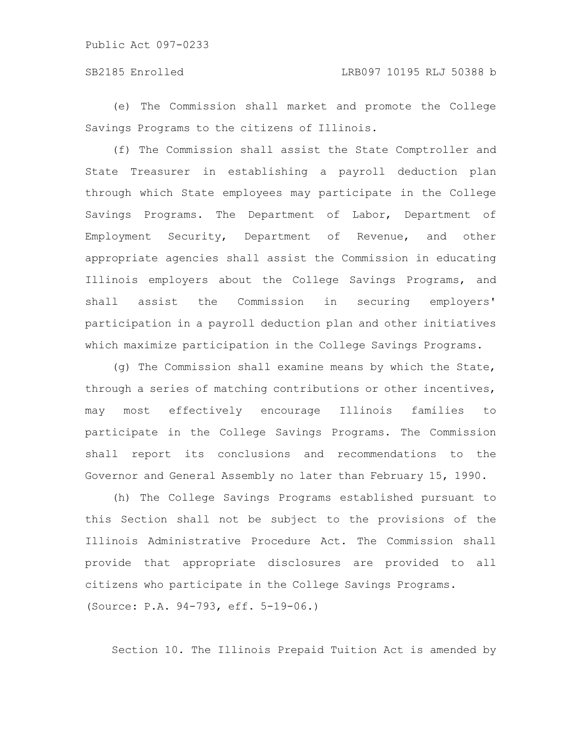(e) The Commission shall market and promote the College Savings Programs to the citizens of Illinois.

(f) The Commission shall assist the State Comptroller and State Treasurer in establishing a payroll deduction plan through which State employees may participate in the College Savings Programs. The Department of Labor, Department of Employment Security, Department of Revenue, and other appropriate agencies shall assist the Commission in educating Illinois employers about the College Savings Programs, and shall assist the Commission in securing employers' participation in a payroll deduction plan and other initiatives which maximize participation in the College Savings Programs.

(g) The Commission shall examine means by which the State, through a series of matching contributions or other incentives, may most effectively encourage Illinois families to participate in the College Savings Programs. The Commission shall report its conclusions and recommendations to the Governor and General Assembly no later than February 15, 1990.

(h) The College Savings Programs established pursuant to this Section shall not be subject to the provisions of the Illinois Administrative Procedure Act. The Commission shall provide that appropriate disclosures are provided to all citizens who participate in the College Savings Programs.
(Source: P.A. 94-793, eff. 5-19-06.)

Section 10. The Illinois Prepaid Tuition Act is amended by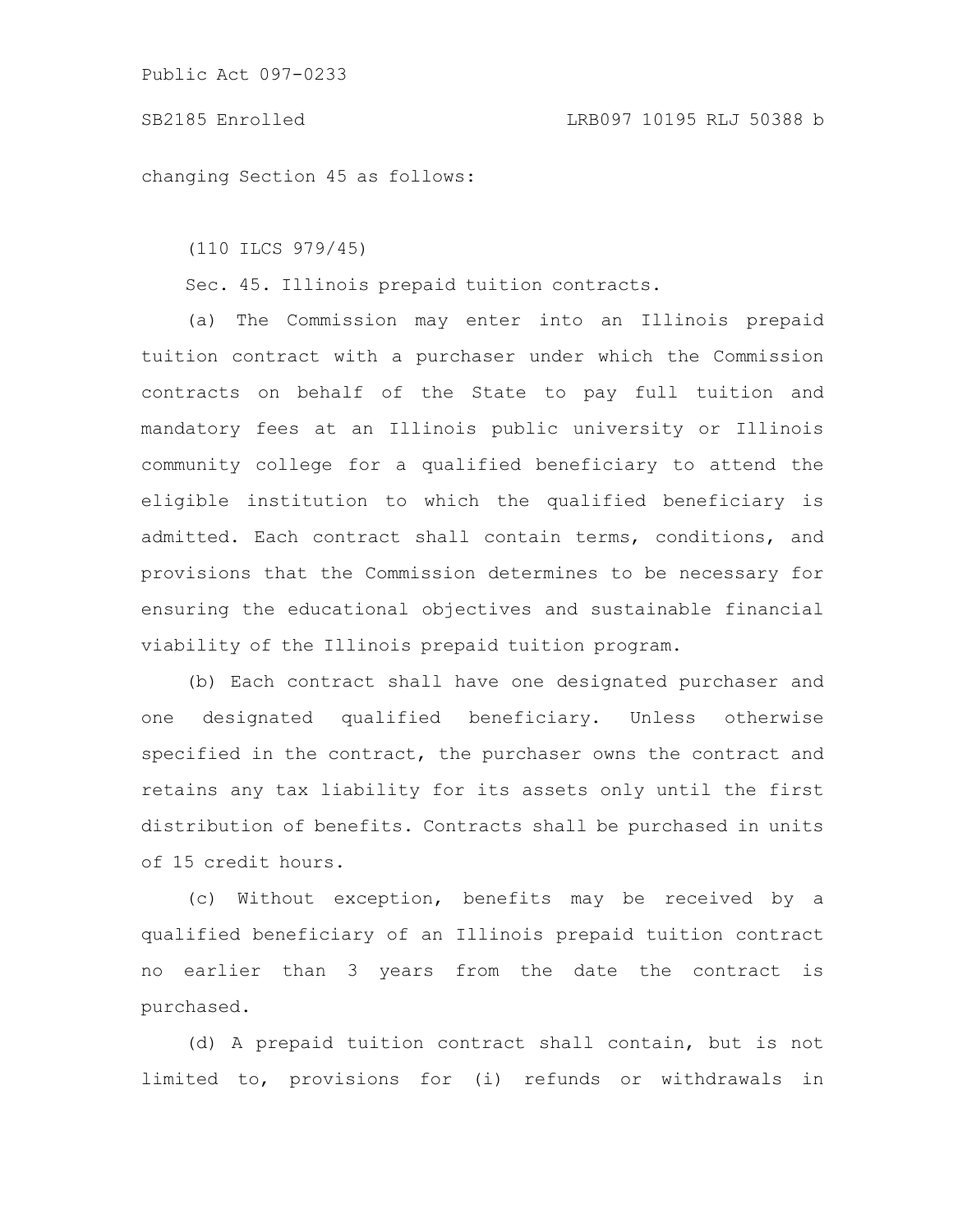changing Section 45 as follows:

(110 ILCS 979/45)

Sec. 45. Illinois prepaid tuition contracts.

(a) The Commission may enter into an Illinois prepaid tuition contract with a purchaser under which the Commission contracts on behalf of the State to pay full tuition and mandatory fees at an Illinois public university or Illinois community college for a qualified beneficiary to attend the eligible institution to which the qualified beneficiary is admitted. Each contract shall contain terms, conditions, and provisions that the Commission determines to be necessary for ensuring the educational objectives and sustainable financial viability of the Illinois prepaid tuition program.

(b) Each contract shall have one designated purchaser and one designated qualified beneficiary. Unless otherwise specified in the contract, the purchaser owns the contract and retains any tax liability for its assets only until the first distribution of benefits. Contracts shall be purchased in units of 15 credit hours.

(c) Without exception, benefits may be received by a qualified beneficiary of an Illinois prepaid tuition contract no earlier than 3 years from the date the contract is purchased.

(d) A prepaid tuition contract shall contain, but is not limited to, provisions for (i) refunds or withdrawals in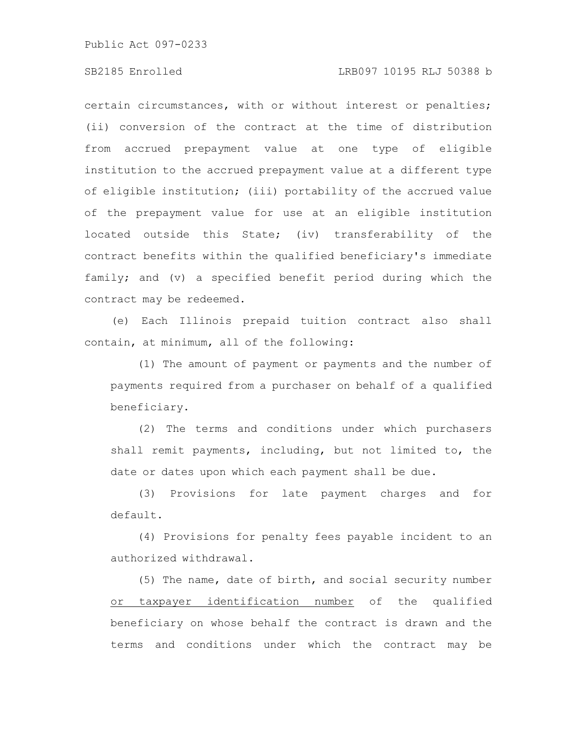certain circumstances, with or without interest or penalties; (ii) conversion of the contract at the time of distribution from accrued prepayment value at one type of eligible institution to the accrued prepayment value at a different type of eligible institution; (iii) portability of the accrued value of the prepayment value for use at an eligible institution located outside this State; (iv) transferability of the contract benefits within the qualified beneficiary's immediate family; and (v) a specified benefit period during which the contract may be redeemed.

(e) Each Illinois prepaid tuition contract also shall contain, at minimum, all of the following:

(1) The amount of payment or payments and the number of payments required from a purchaser on behalf of a qualified beneficiary.

(2) The terms and conditions under which purchasers shall remit payments, including, but not limited to, the date or dates upon which each payment shall be due.

(3) Provisions for late payment charges and for default.

(4) Provisions for penalty fees payable incident to an authorized withdrawal.

(5) The name, date of birth, and social security number or taxpayer identification number of the qualified beneficiary on whose behalf the contract is drawn and the terms and conditions under which the contract may be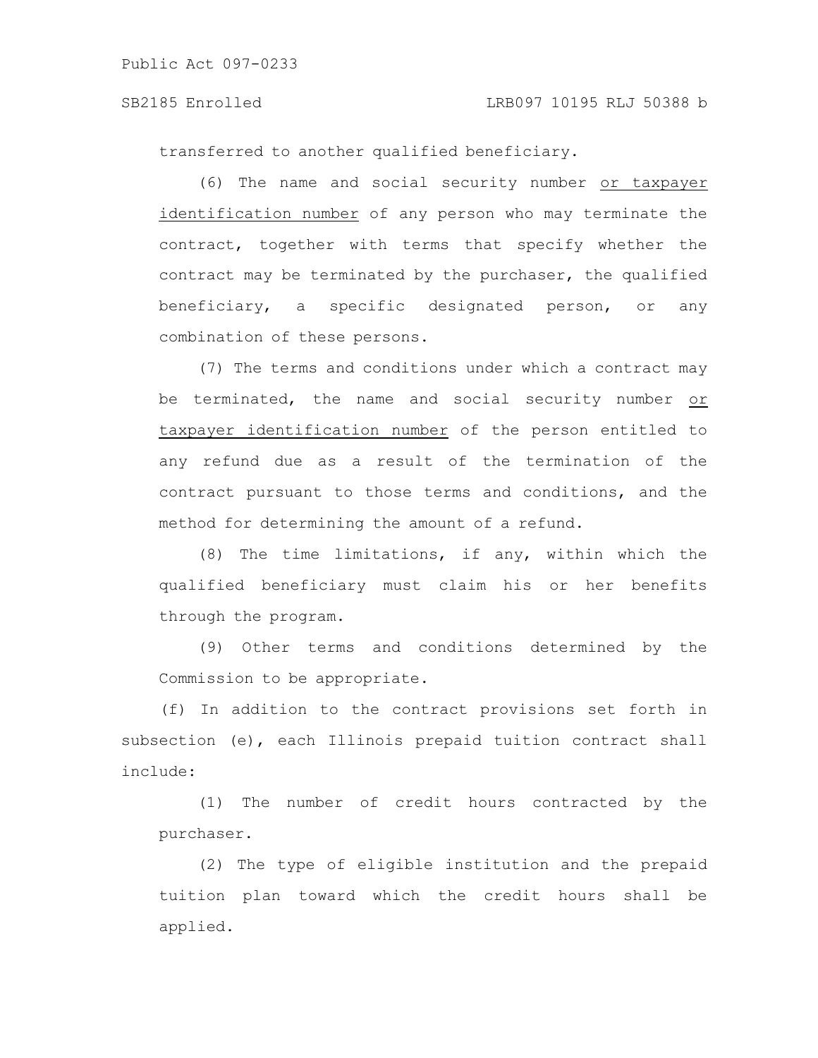transferred to another qualified beneficiary.

(6) The name and social security number <u>or taxpayer identification number</u> of any person who may terminate the contract, together with terms that specify whether the contract may be terminated by the purchaser, the qualified beneficiary, a specific designated person, or any combination of these persons.

(7) The terms and conditions under which a contract may be terminated, the name and social security number <u>or taxpayer identification number</u> of the person entitled to any refund due as a result of the termination of the contract pursuant to those terms and conditions, and the method for determining the amount of a refund.

(8) The time limitations, if any, within which the qualified beneficiary must claim his or her benefits through the program.

(9) Other terms and conditions determined by the Commission to be appropriate.

(f) In addition to the contract provisions set forth in subsection (e), each Illinois prepaid tuition contract shall include:

(1) The number of credit hours contracted by the purchaser.

(2) The type of eligible institution and the prepaid tuition plan toward which the credit hours shall be applied.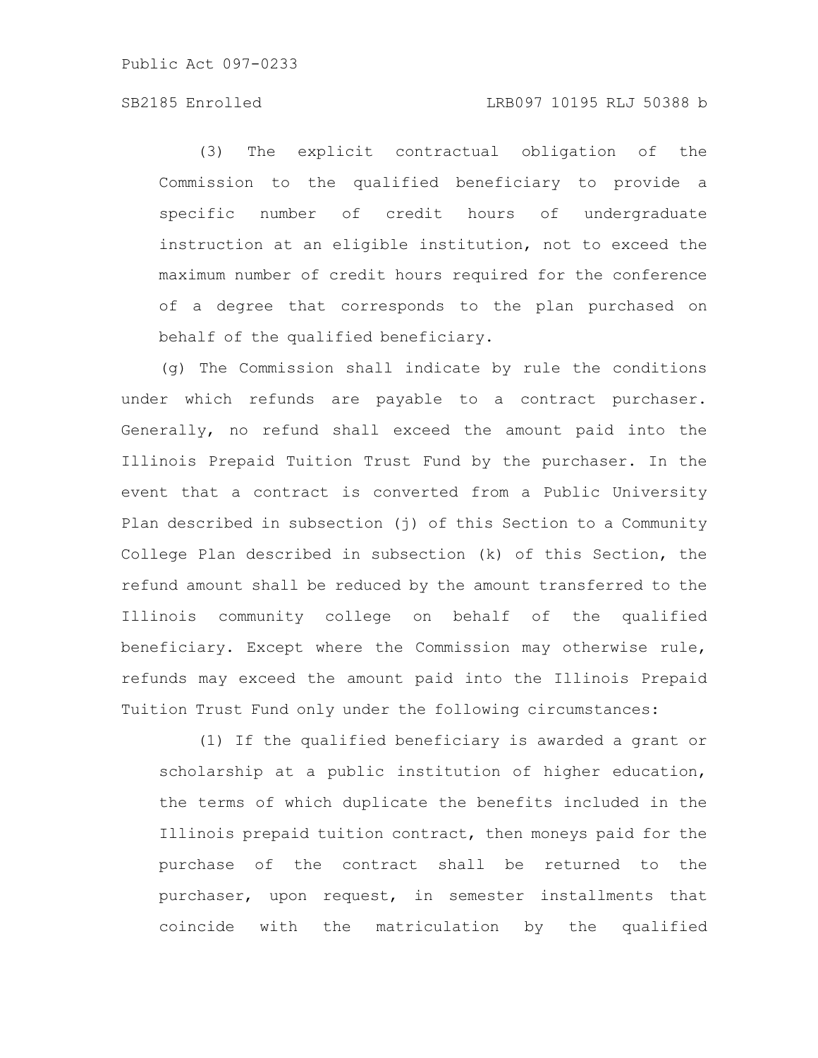(3) The explicit contractual obligation of the Commission to the qualified beneficiary to provide a specific number of credit hours of undergraduate instruction at an eligible institution, not to exceed the maximum number of credit hours required for the conference of a degree that corresponds to the plan purchased on behalf of the qualified beneficiary.

(g) The Commission shall indicate by rule the conditions under which refunds are payable to a contract purchaser. Generally, no refund shall exceed the amount paid into the Illinois Prepaid Tuition Trust Fund by the purchaser. In the event that a contract is converted from a Public University Plan described in subsection (j) of this Section to a Community College Plan described in subsection (k) of this Section, the refund amount shall be reduced by the amount transferred to the Illinois community college on behalf of the qualified beneficiary. Except where the Commission may otherwise rule, refunds may exceed the amount paid into the Illinois Prepaid Tuition Trust Fund only under the following circumstances:

(1) If the qualified beneficiary is awarded a grant or scholarship at a public institution of higher education, the terms of which duplicate the benefits included in the Illinois prepaid tuition contract, then moneys paid for the purchase of the contract shall be returned to the purchaser, upon request, in semester installments that coincide with the matriculation by the qualified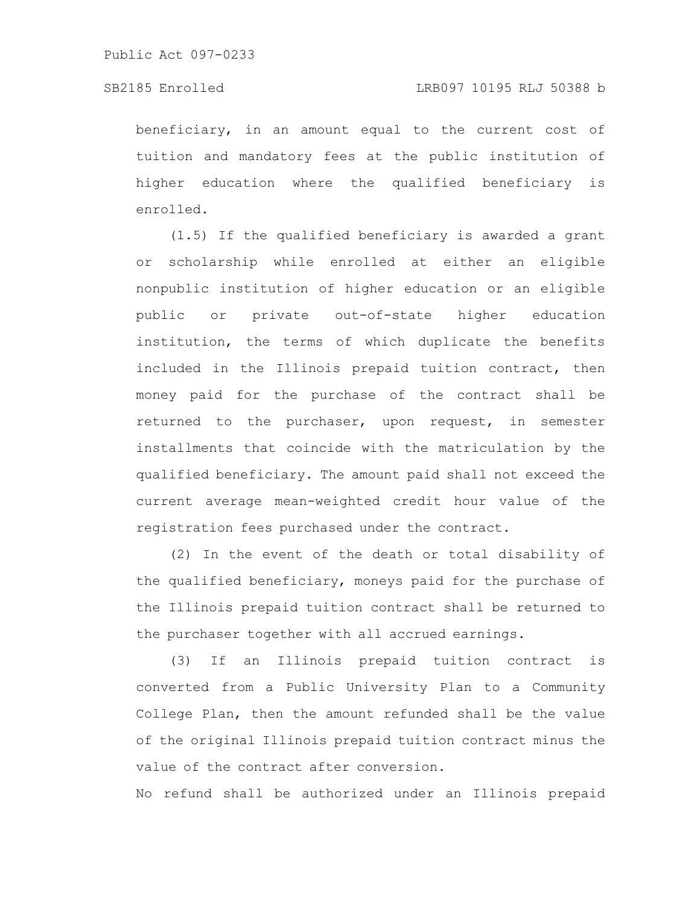beneficiary, in an amount equal to the current cost of tuition and mandatory fees at the public institution of higher education where the qualified beneficiary is enrolled.

(1.5) If the qualified beneficiary is awarded a grant or scholarship while enrolled at either an eligible nonpublic institution of higher education or an eligible public or private out-of-state higher education institution, the terms of which duplicate the benefits included in the Illinois prepaid tuition contract, then money paid for the purchase of the contract shall be returned to the purchaser, upon request, in semester installments that coincide with the matriculation by the qualified beneficiary. The amount paid shall not exceed the current average mean-weighted credit hour value of the registration fees purchased under the contract.

(2) In the event of the death or total disability of the qualified beneficiary, moneys paid for the purchase of the Illinois prepaid tuition contract shall be returned to the purchaser together with all accrued earnings.

(3) If an Illinois prepaid tuition contract is converted from a Public University Plan to a Community College Plan, then the amount refunded shall be the value of the original Illinois prepaid tuition contract minus the value of the contract after conversion.

No refund shall be authorized under an Illinois prepaid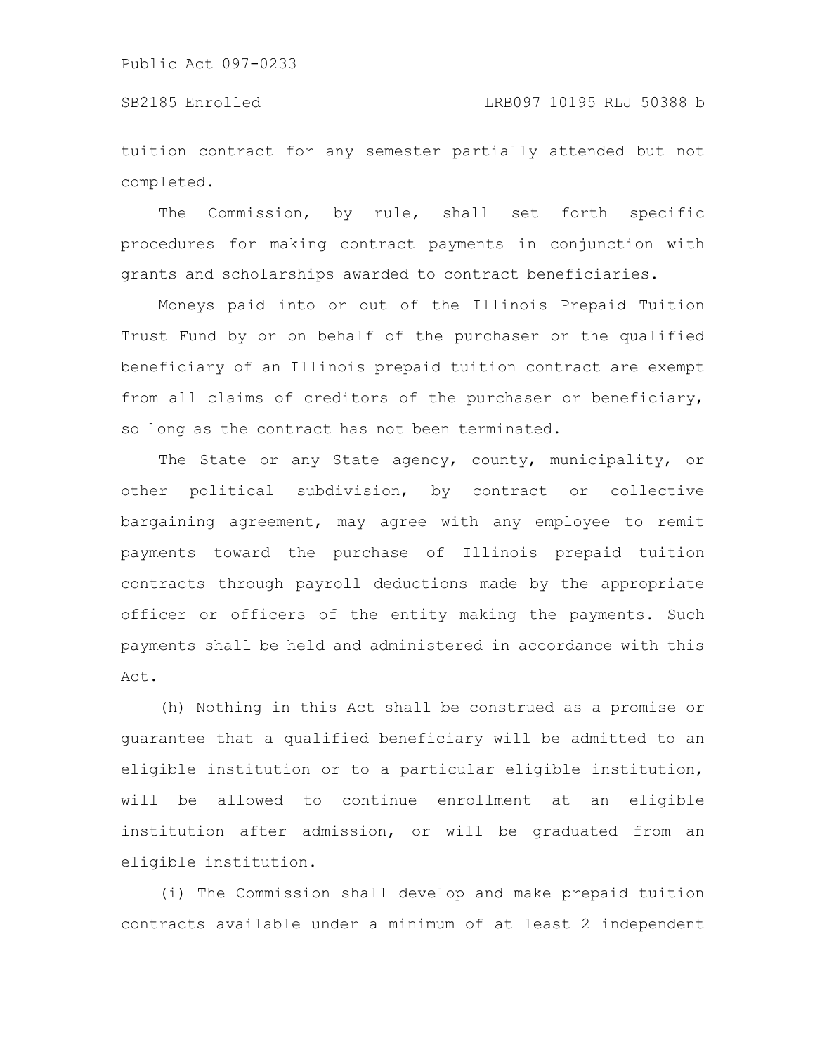tuition contract for any semester partially attended but not completed.

The Commission, by rule, shall set forth specific procedures for making contract payments in conjunction with grants and scholarships awarded to contract beneficiaries.

Moneys paid into or out of the Illinois Prepaid Tuition Trust Fund by or on behalf of the purchaser or the qualified beneficiary of an Illinois prepaid tuition contract are exempt from all claims of creditors of the purchaser or beneficiary, so long as the contract has not been terminated.

The State or any State agency, county, municipality, or other political subdivision, by contract or collective bargaining agreement, may agree with any employee to remit payments toward the purchase of Illinois prepaid tuition contracts through payroll deductions made by the appropriate officer or officers of the entity making the payments. Such payments shall be held and administered in accordance with this Act.

(h) Nothing in this Act shall be construed as a promise or guarantee that a qualified beneficiary will be admitted to an eligible institution or to a particular eligible institution, will be allowed to continue enrollment at an eligible institution after admission, or will be graduated from an eligible institution.

(i) The Commission shall develop and make prepaid tuition contracts available under a minimum of at least 2 independent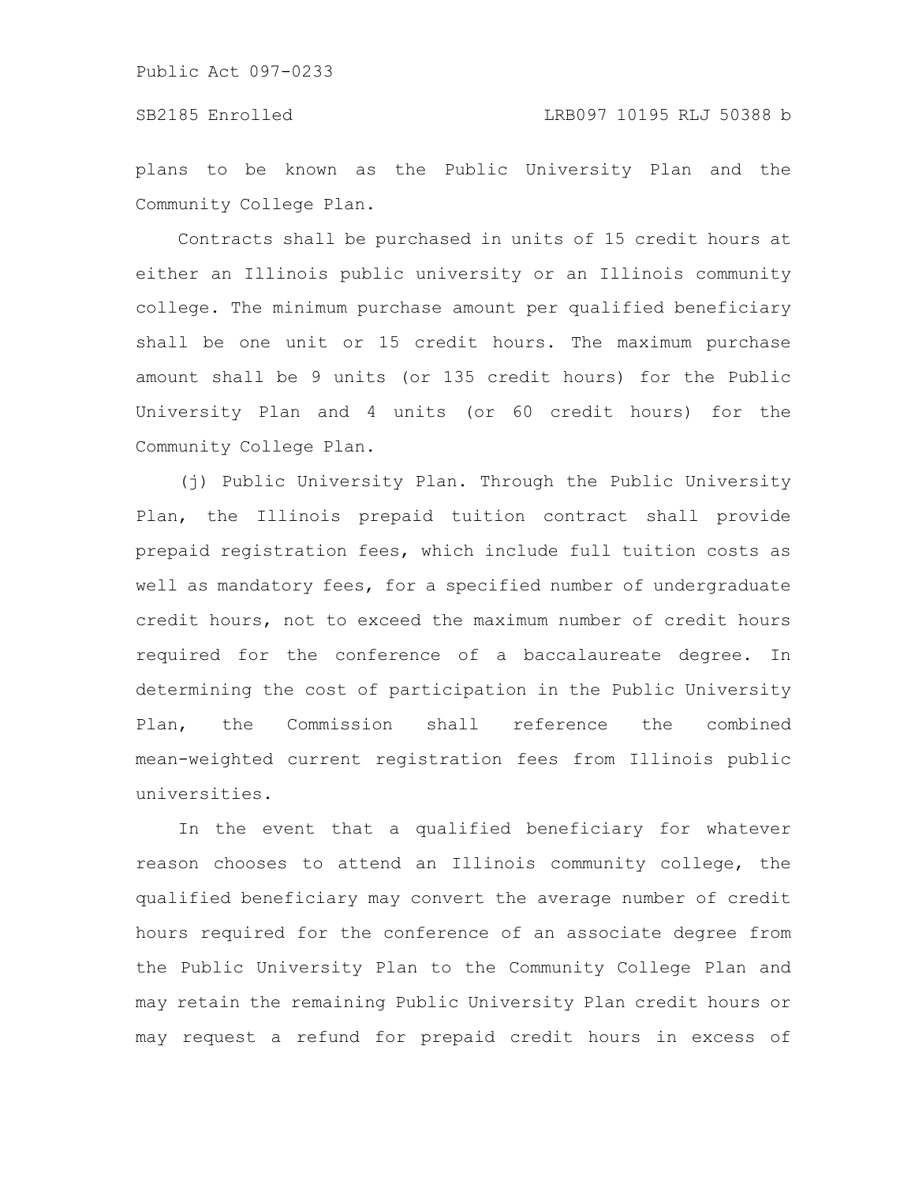plans to be known as the Public University Plan and the Community College Plan.

Contracts shall be purchased in units of 15 credit hours at either an Illinois public university or an Illinois community college. The minimum purchase amount per qualified beneficiary shall be one unit or 15 credit hours. The maximum purchase amount shall be 9 units (or 135 credit hours) for the Public University Plan and 4 units (or 60 credit hours) for the Community College Plan.

(j) Public University Plan. Through the Public University Plan, the Illinois prepaid tuition contract shall provide prepaid registration fees, which include full tuition costs as well as mandatory fees, for a specified number of undergraduate credit hours, not to exceed the maximum number of credit hours required for the conference of a baccalaureate degree. In determining the cost of participation in the Public University Plan, the Commission shall reference the combined mean-weighted current registration fees from Illinois public universities.

In the event that a qualified beneficiary for whatever reason chooses to attend an Illinois community college, the qualified beneficiary may convert the average number of credit hours required for the conference of an associate degree from the Public University Plan to the Community College Plan and may retain the remaining Public University Plan credit hours or may request a refund for prepaid credit hours in excess of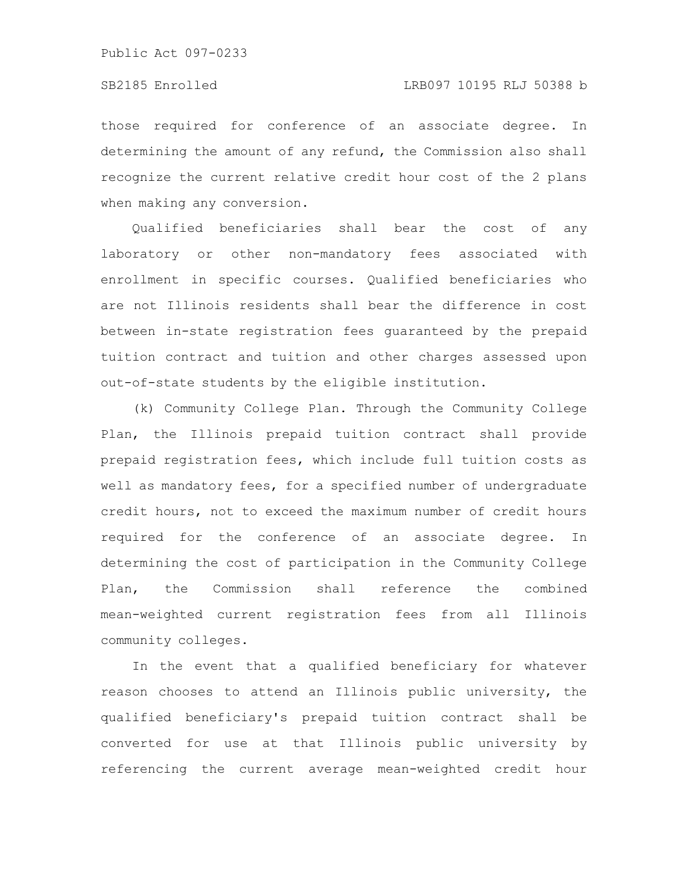those required for conference of an associate degree. In determining the amount of any refund, the Commission also shall recognize the current relative credit hour cost of the 2 plans when making any conversion.

Qualified beneficiaries shall bear the cost of any laboratory or other non-mandatory fees associated with enrollment in specific courses. Qualified beneficiaries who are not Illinois residents shall bear the difference in cost between in-state registration fees guaranteed by the prepaid tuition contract and tuition and other charges assessed upon out-of-state students by the eligible institution.

(k) Community College Plan. Through the Community College Plan, the Illinois prepaid tuition contract shall provide prepaid registration fees, which include full tuition costs as well as mandatory fees, for a specified number of undergraduate credit hours, not to exceed the maximum number of credit hours required for the conference of an associate degree. In determining the cost of participation in the Community College Plan, the Commission shall reference the combined mean-weighted current registration fees from all Illinois community colleges.

In the event that a qualified beneficiary for whatever reason chooses to attend an Illinois public university, the qualified beneficiary's prepaid tuition contract shall be converted for use at that Illinois public university by referencing the current average mean-weighted credit hour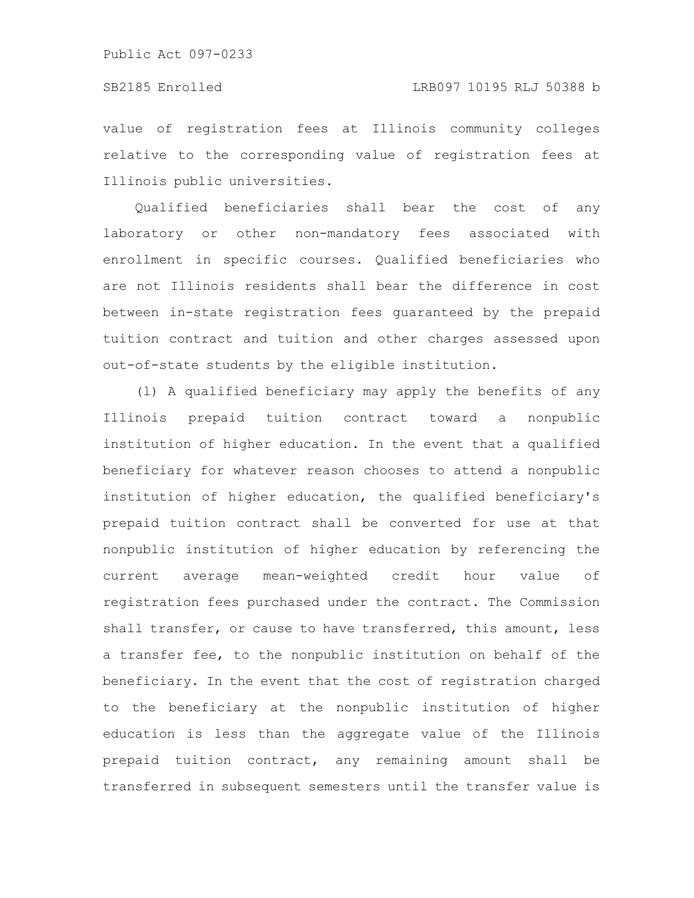value of registration fees at Illinois community colleges relative to the corresponding value of registration fees at Illinois public universities.

Qualified beneficiaries shall bear the cost of any laboratory or other non-mandatory fees associated with enrollment in specific courses. Qualified beneficiaries who are not Illinois residents shall bear the difference in cost between in-state registration fees guaranteed by the prepaid tuition contract and tuition and other charges assessed upon out-of-state students by the eligible institution.

(l) A qualified beneficiary may apply the benefits of any Illinois prepaid tuition contract toward a nonpublic institution of higher education. In the event that a qualified beneficiary for whatever reason chooses to attend a nonpublic institution of higher education, the qualified beneficiary's prepaid tuition contract shall be converted for use at that nonpublic institution of higher education by referencing the current average mean-weighted credit hour value of registration fees purchased under the contract. The Commission shall transfer, or cause to have transferred, this amount, less a transfer fee, to the nonpublic institution on behalf of the beneficiary. In the event that the cost of registration charged to the beneficiary at the nonpublic institution of higher education is less than the aggregate value of the Illinois prepaid tuition contract, any remaining amount shall be transferred in subsequent semesters until the transfer value is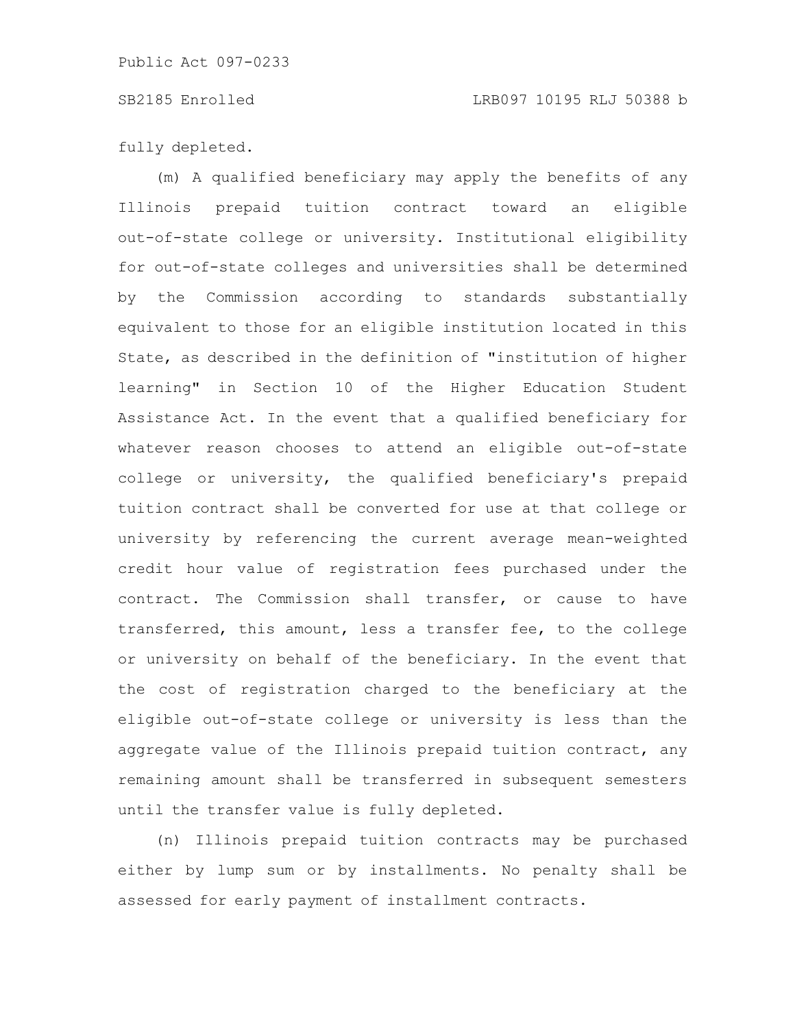fully depleted.

(m) A qualified beneficiary may apply the benefits of any Illinois prepaid tuition contract toward an eligible out-of-state college or university. Institutional eligibility for out-of-state colleges and universities shall be determined by the Commission according to standards substantially equivalent to those for an eligible institution located in this State, as described in the definition of "institution of higher learning" in Section 10 of the Higher Education Student Assistance Act. In the event that a qualified beneficiary for whatever reason chooses to attend an eligible out-of-state college or university, the qualified beneficiary's prepaid tuition contract shall be converted for use at that college or university by referencing the current average mean-weighted credit hour value of registration fees purchased under the contract. The Commission shall transfer, or cause to have transferred, this amount, less a transfer fee, to the college or university on behalf of the beneficiary. In the event that the cost of registration charged to the beneficiary at the eligible out-of-state college or university is less than the aggregate value of the Illinois prepaid tuition contract, any remaining amount shall be transferred in subsequent semesters until the transfer value is fully depleted.

(n) Illinois prepaid tuition contracts may be purchased either by lump sum or by installments. No penalty shall be assessed for early payment of installment contracts.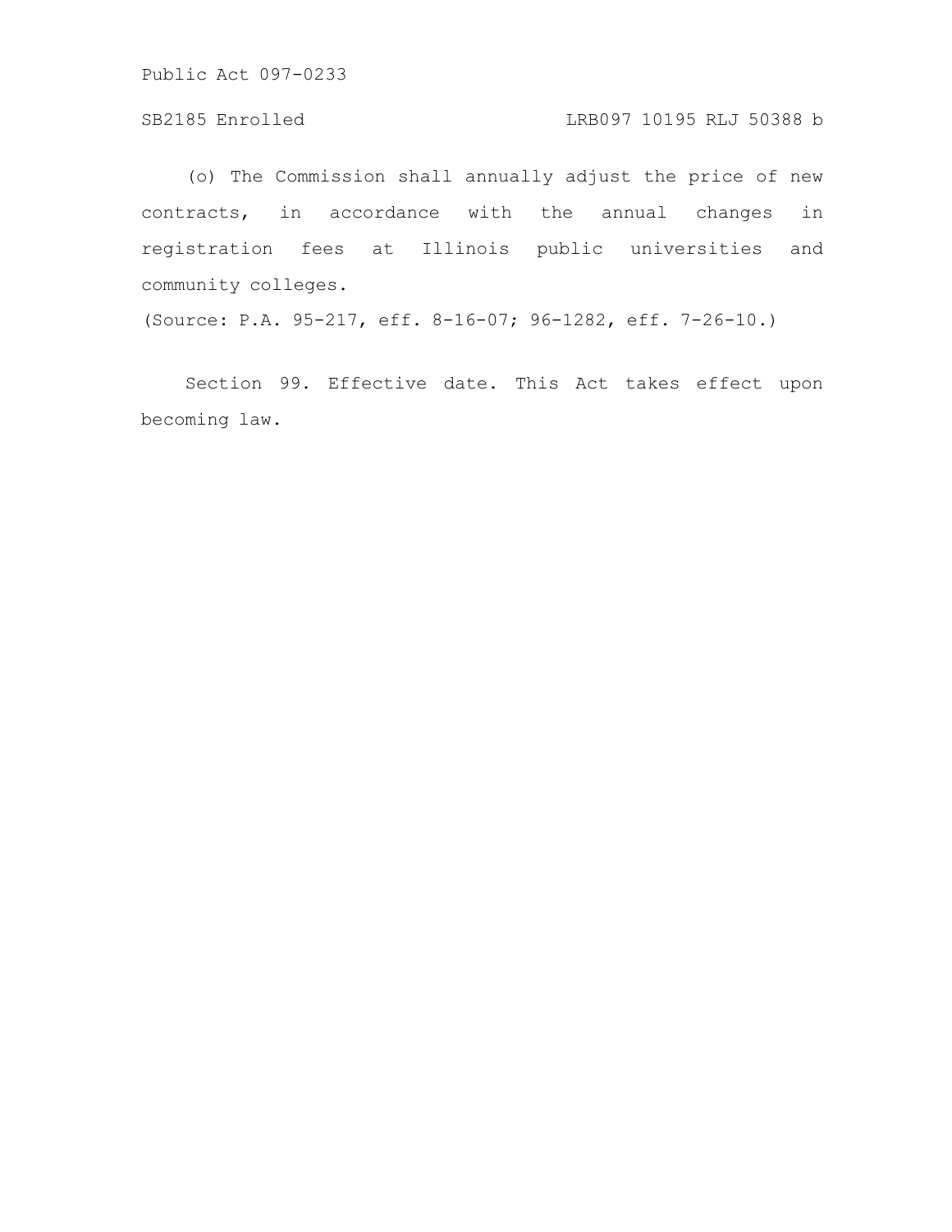(o) The Commission shall annually adjust the price of new contracts, in accordance with the annual changes in registration fees at Illinois public universities and community colleges.

(Source: P.A. 95-217, eff. 8-16-07; 96-1282, eff. 7-26-10.)

Section 99. Effective date. This Act takes effect upon becoming law.